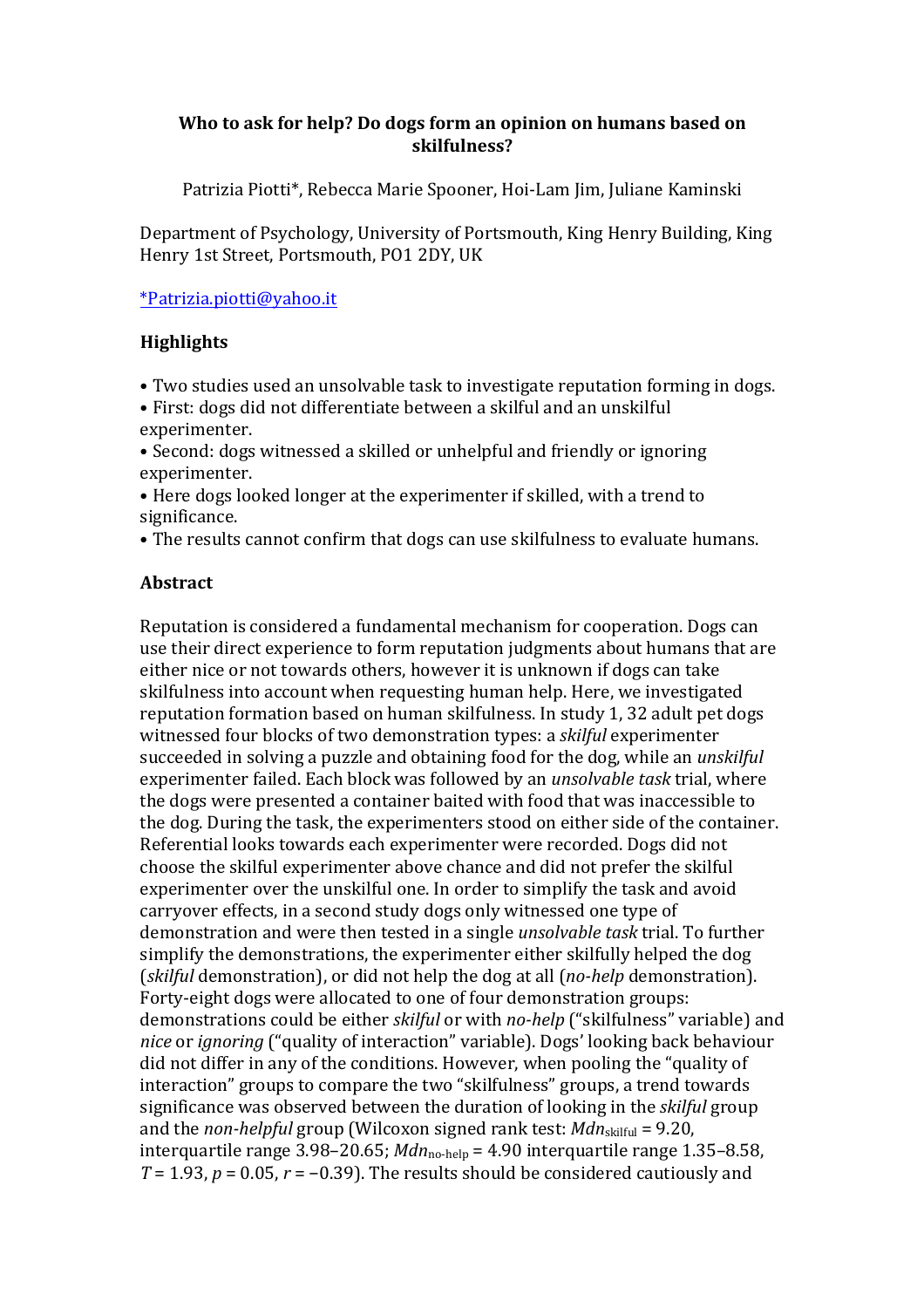# Who to ask for help? Do dogs form an opinion on humans based on skilfulness?

Patrizia Piotti*, Rebecca Marie Spooner, Hoi-Lam Jim, Juliane Kaminski

Department of Psychology, University of Portsmouth, King Henry Building, King Henry 1st Street, Portsmouth, PO1 2DY, UK

*Patrizia.piotti@yahoo.it

## Highlights

- Two studies used an unsolvable task to investigate reputation forming in dogs.
- First: dogs did not differentiate between a skilful and an unskilful experimenter.
- Second: dogs witnessed a skilled or unhelpful and friendly or ignoring experimenter.
- Here dogs looked longer at the experimenter if skilled, with a trend to significance.
- The results cannot confirm that dogs can use skilfulness to evaluate humans.

## Abstract

Reputation is considered a fundamental mechanism for cooperation. Dogs can use their direct experience to form reputation judgments about humans that are either nice or not towards others, however it is unknown if dogs can take skilfulness into account when requesting human help. Here, we investigated reputation formation based on human skilfulness. In study 1, 32 adult pet dogs witnessed four blocks of two demonstration types: a *skilful* experimenter succeeded in solving a puzzle and obtaining food for the dog, while an *unskilful* experimenter failed. Each block was followed by an *unsolvable task* trial, where the dogs were presented a container baited with food that was inaccessible to the dog. During the task, the experimenters stood on either side of the container. Referential looks towards each experimenter were recorded. Dogs did not choose the skilful experimenter above chance and did not prefer the skilful experimenter over the unskilful one. In order to simplify the task and avoid carryover effects, in a second study dogs only witnessed one type of demonstration and were then tested in a single *unsolvable task* trial. To further simplify the demonstrations, the experimenter either skilfully helped the dog (*skilful* demonstration), or did not help the dog at all (*no-help* demonstration). Forty-eight dogs were allocated to one of four demonstration groups: demonstrations could be either *skilful* or with *no-help* ("skilfulness" variable) and *nice* or *ignoring* ("quality of interaction" variable). Dogs' looking back behaviour did not differ in any of the conditions. However, when pooling the "quality of interaction" groups to compare the two "skilfulness" groups, a trend towards significance was observed between the duration of looking in the *skilful* group and the *non-helpful* group (Wilcoxon signed rank test: $Mdn_{\text{skilful}} = 9.20$, interquartile range 3.98–20.65; $Mdn_{\text{no-help}} = 4.90$ interquartile range 1.35–8.58, $T = 1.93$, $p = 0.05$, $r = -0.39$). The results should be considered cautiously and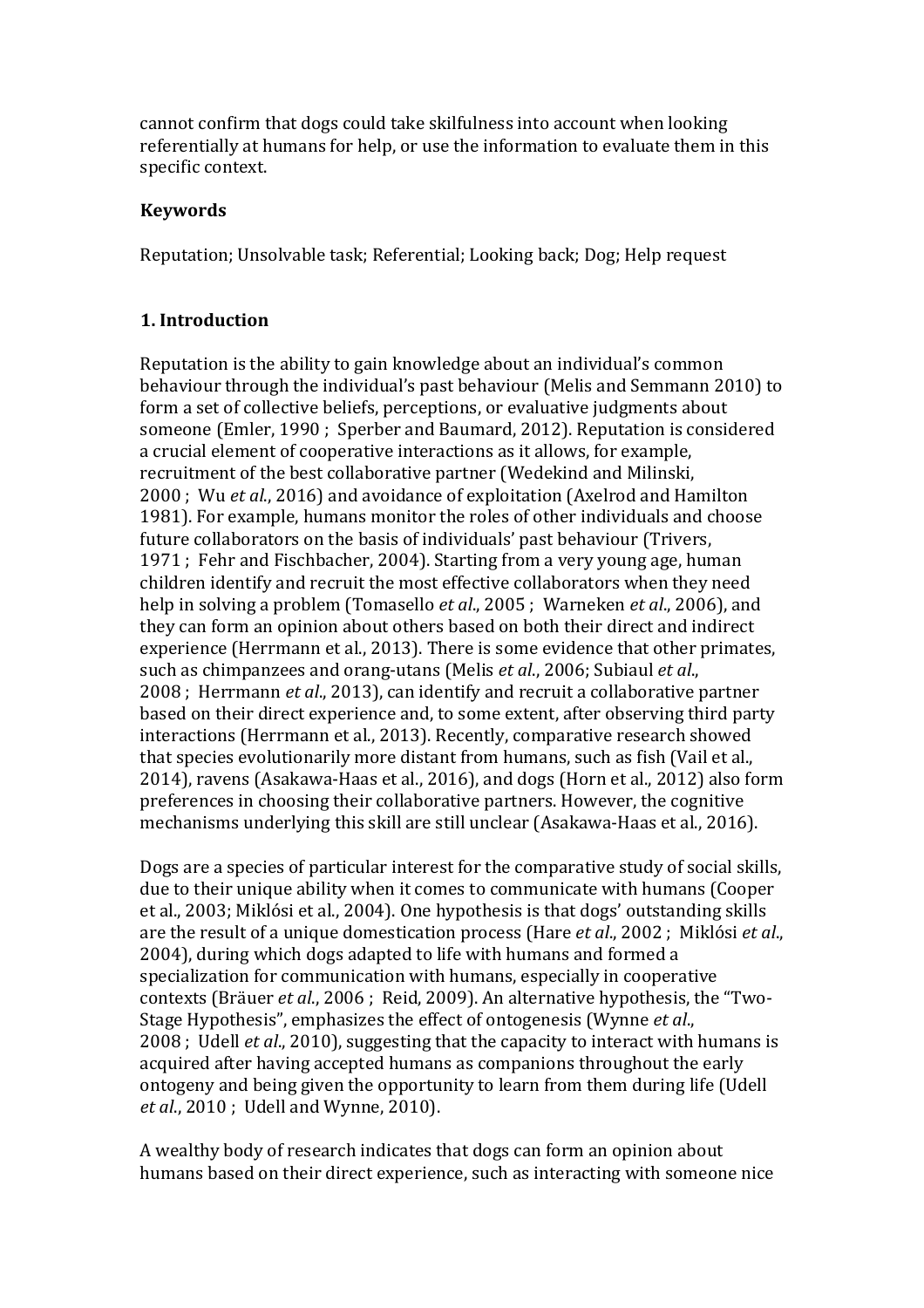cannot confirm that dogs could take skilfulness into account when looking referentially at humans for help, or use the information to evaluate them in this specific context.

## Keywords

Reputation; Unsolvable task; Referential; Looking back; Dog; Help request

## 1. Introduction

Reputation is the ability to gain knowledge about an individual's common behaviour through the individual's past behaviour (Melis and Semmann 2010) to form a set of collective beliefs, perceptions, or evaluative judgments about someone (Emler, 1990 ; Sperber and Baumard, 2012). Reputation is considered a crucial element of cooperative interactions as it allows, for example, recruitment of the best collaborative partner (Wedekind and Milinski, 2000 ; Wu *et al*., 2016) and avoidance of exploitation (Axelrod and Hamilton 1981). For example, humans monitor the roles of other individuals and choose future collaborators on the basis of individuals' past behaviour (Trivers, 1971 ; Fehr and Fischbacher, 2004). Starting from a very young age, human children identify and recruit the most effective collaborators when they need help in solving a problem (Tomasello *et al*., 2005 ; Warneken *et al*., 2006), and they can form an opinion about others based on both their direct and indirect experience (Herrmann et al., 2013). There is some evidence that other primates, such as chimpanzees and orang-utans (Melis *et al*., 2006; Subiaul *et al*., 2008 ; Herrmann *et al*., 2013), can identify and recruit a collaborative partner based on their direct experience and, to some extent, after observing third party interactions (Herrmann et al., 2013). Recently, comparative research showed that species evolutionarily more distant from humans, such as fish (Vail et al., 2014), ravens (Asakawa-Haas et al., 2016), and dogs (Horn et al., 2012) also form preferences in choosing their collaborative partners. However, the cognitive mechanisms underlying this skill are still unclear (Asakawa-Haas et al., 2016).

Dogs are a species of particular interest for the comparative study of social skills, due to their unique ability when it comes to communicate with humans (Cooper et al., 2003; Miklósi et al., 2004). One hypothesis is that dogs' outstanding skills are the result of a unique domestication process (Hare *et al*., 2002 ; Miklósi *et al*., 2004), during which dogs adapted to life with humans and formed a specialization for communication with humans, especially in cooperative contexts (Bräuer *et al*., 2006 ; Reid, 2009). An alternative hypothesis, the "Two-Stage Hypothesis", emphasizes the effect of ontogenesis (Wynne *et al*., 2008 ; Udell *et al*., 2010), suggesting that the capacity to interact with humans is acquired after having accepted humans as companions throughout the early ontogeny and being given the opportunity to learn from them during life (Udell *et al*., 2010 ; Udell and Wynne, 2010).

A wealthy body of research indicates that dogs can form an opinion about humans based on their direct experience, such as interacting with someone nice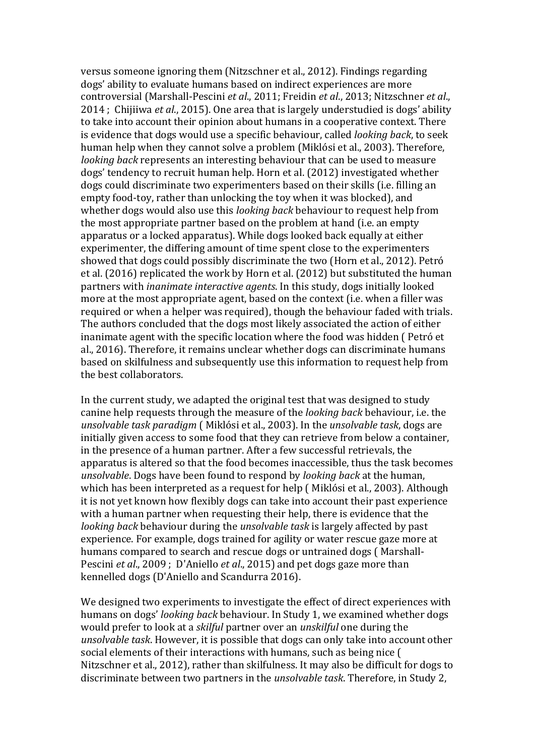versus someone ignoring them (Nitzschner et al., 2012). Findings regarding dogs' ability to evaluate humans based on indirect experiences are more controversial (Marshall-Pescini *et al*., 2011; Freidin *et al*., 2013; Nitzschner *et al*., 2014 ; Chijiiwa *et al*., 2015). One area that is largely understudied is dogs' ability to take into account their opinion about humans in a cooperative context. There is evidence that dogs would use a specific behaviour, called *looking back*, to seek human help when they cannot solve a problem (Miklósi et al., 2003). Therefore, *looking back* represents an interesting behaviour that can be used to measure dogs' tendency to recruit human help. Horn et al. (2012) investigated whether dogs could discriminate two experimenters based on their skills (i.e. filling an empty food-toy, rather than unlocking the toy when it was blocked), and whether dogs would also use this *looking back* behaviour to request help from the most appropriate partner based on the problem at hand (i.e. an empty apparatus or a locked apparatus). While dogs looked back equally at either experimenter, the differing amount of time spent close to the experimenters showed that dogs could possibly discriminate the two (Horn et al., 2012). Petró et al. (2016) replicated the work by Horn et al. (2012) but substituted the human partners with *inanimate interactive agents*. In this study, dogs initially looked more at the most appropriate agent, based on the context (i.e. when a filler was required or when a helper was required), though the behaviour faded with trials. The authors concluded that the dogs most likely associated the action of either inanimate agent with the specific location where the food was hidden ( Petró et al., 2016). Therefore, it remains unclear whether dogs can discriminate humans based on skilfulness and subsequently use this information to request help from the best collaborators.

In the current study, we adapted the original test that was designed to study canine help requests through the measure of the *looking back* behaviour, i.e. the *unsolvable task paradigm* ( Miklósi et al., 2003). In the *unsolvable task*, dogs are initially given access to some food that they can retrieve from below a container, in the presence of a human partner. After a few successful retrievals, the apparatus is altered so that the food becomes inaccessible, thus the task becomes *unsolvable*. Dogs have been found to respond by *looking back* at the human, which has been interpreted as a request for help ( Miklósi et al., 2003). Although it is not yet known how flexibly dogs can take into account their past experience with a human partner when requesting their help, there is evidence that the *looking back* behaviour during the *unsolvable task* is largely affected by past experience. For example, dogs trained for agility or water rescue gaze more at humans compared to search and rescue dogs or untrained dogs ( Marshall-Pescini *et al*., 2009 ; D'Aniello *et al*., 2015) and pet dogs gaze more than kennelled dogs (D'Aniello and Scandurra 2016).

We designed two experiments to investigate the effect of direct experiences with humans on dogs' *looking back* behaviour. In Study 1, we examined whether dogs would prefer to look at a *skilful* partner over an *unskilful* one during the *unsolvable task*. However, it is possible that dogs can only take into account other social elements of their interactions with humans, such as being nice ( Nitzschner et al., 2012), rather than skilfulness. It may also be difficult for dogs to discriminate between two partners in the *unsolvable task*. Therefore, in Study 2,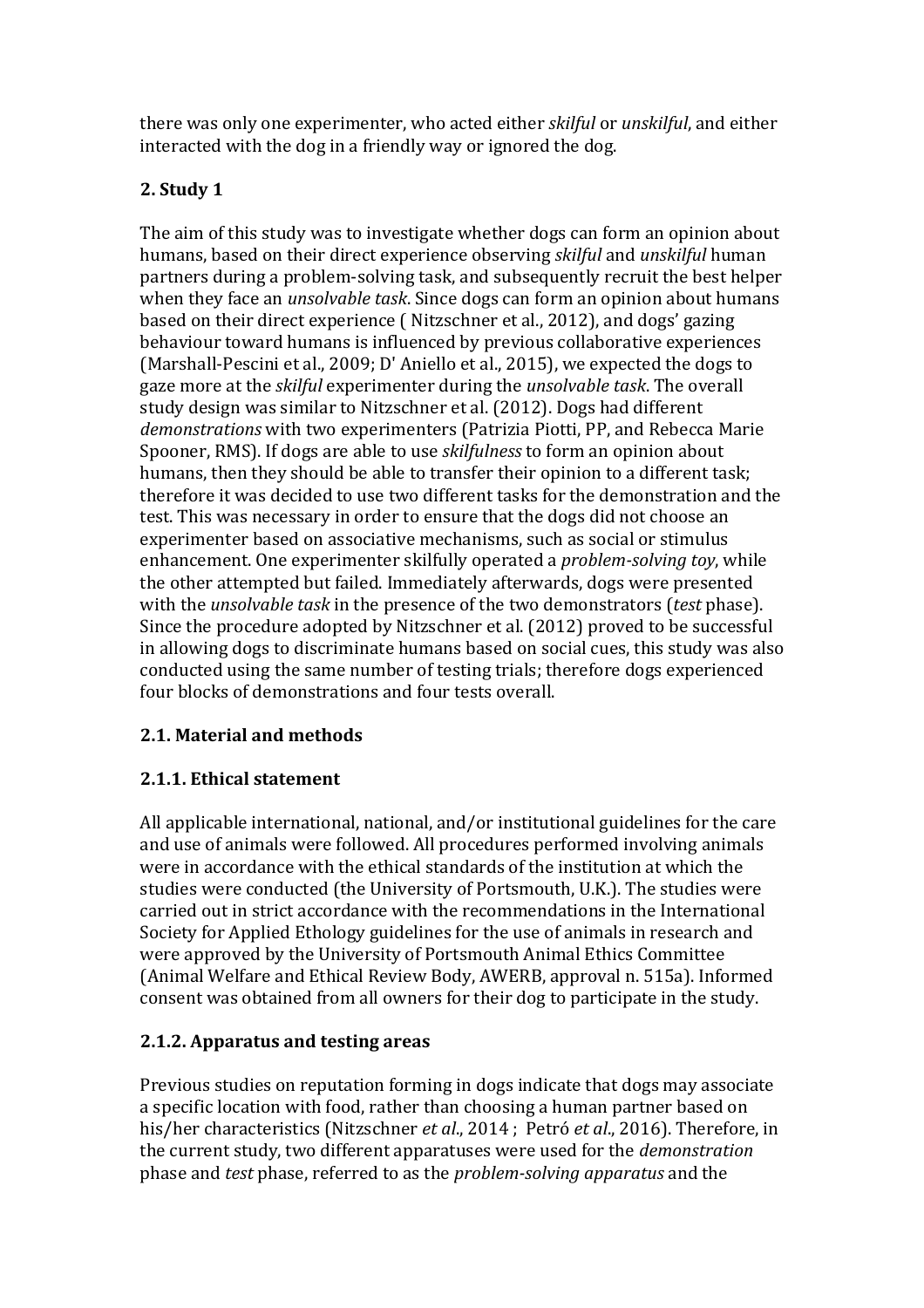there was only one experimenter, who acted either *skilful* or *unskilful*, and either interacted with the dog in a friendly way or ignored the dog.

## 2. Study 1

The aim of this study was to investigate whether dogs can form an opinion about humans, based on their direct experience observing *skilful* and *unskilful* human partners during a problem-solving task, and subsequently recruit the best helper when they face an *unsolvable task*. Since dogs can form an opinion about humans based on their direct experience ( Nitzschner et al., 2012), and dogs' gazing behaviour toward humans is influenced by previous collaborative experiences (Marshall-Pescini et al., 2009; D' Aniello et al., 2015), we expected the dogs to gaze more at the *skilful* experimenter during the *unsolvable task*. The overall study design was similar to Nitzschner et al. (2012). Dogs had different *demonstrations* with two experimenters (Patrizia Piotti, PP, and Rebecca Marie Spooner, RMS). If dogs are able to use *skilfulness* to form an opinion about humans, then they should be able to transfer their opinion to a different task; therefore it was decided to use two different tasks for the demonstration and the test. This was necessary in order to ensure that the dogs did not choose an experimenter based on associative mechanisms, such as social or stimulus enhancement. One experimenter skilfully operated a *problem-solving toy*, while the other attempted but failed. Immediately afterwards, dogs were presented with the *unsolvable task* in the presence of the two demonstrators (*test* phase). Since the procedure adopted by Nitzschner et al. (2012) proved to be successful in allowing dogs to discriminate humans based on social cues, this study was also conducted using the same number of testing trials; therefore dogs experienced four blocks of demonstrations and four tests overall.

### 2.1. Material and methods

#### 2.1.1. Ethical statement

All applicable international, national, and/or institutional guidelines for the care and use of animals were followed. All procedures performed involving animals were in accordance with the ethical standards of the institution at which the studies were conducted (the University of Portsmouth, U.K.). The studies were carried out in strict accordance with the recommendations in the International Society for Applied Ethology guidelines for the use of animals in research and were approved by the University of Portsmouth Animal Ethics Committee (Animal Welfare and Ethical Review Body, AWERB, approval n. 515a). Informed consent was obtained from all owners for their dog to participate in the study.

#### 2.1.2. Apparatus and testing areas

Previous studies on reputation forming in dogs indicate that dogs may associate a specific location with food, rather than choosing a human partner based on his/her characteristics (Nitzschner *et al*., 2014 ; Petró *et al*., 2016). Therefore, in the current study, two different apparatuses were used for the *demonstration* phase and *test* phase, referred to as the *problem-solving apparatus* and the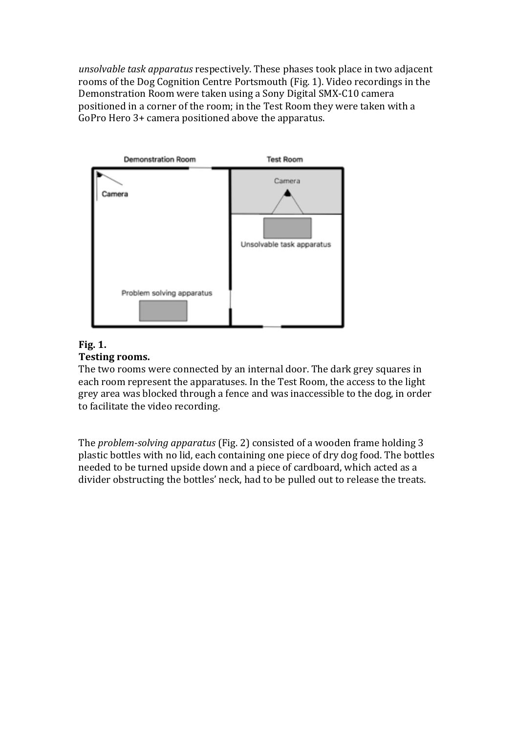*unsolvable task apparatus* respectively. These phases took place in two adjacent rooms of the Dog Cognition Centre Portsmouth (Fig. 1). Video recordings in the Demonstration Room were taken using a Sony Digital SMX-C10 camera positioned in a corner of the room; in the Test Room they were taken with a GoPro Hero 3+ camera positioned above the apparatus.

Demonstration Room

Camera

Problem solving apparatus

Test Room

Camera

Unsolvable task apparatus

**Fig. 1.**
**Testing rooms.**
The two rooms were connected by an internal door. The dark grey squares in each room represent the apparatuses. In the Test Room, the access to the light grey area was blocked through a fence and was inaccessible to the dog, in order to facilitate the video recording.

The *problem-solving apparatus* (Fig. 2) consisted of a wooden frame holding 3 plastic bottles with no lid, each containing one piece of dry dog food. The bottles needed to be turned upside down and a piece of cardboard, which acted as a divider obstructing the bottles' neck, had to be pulled out to release the treats.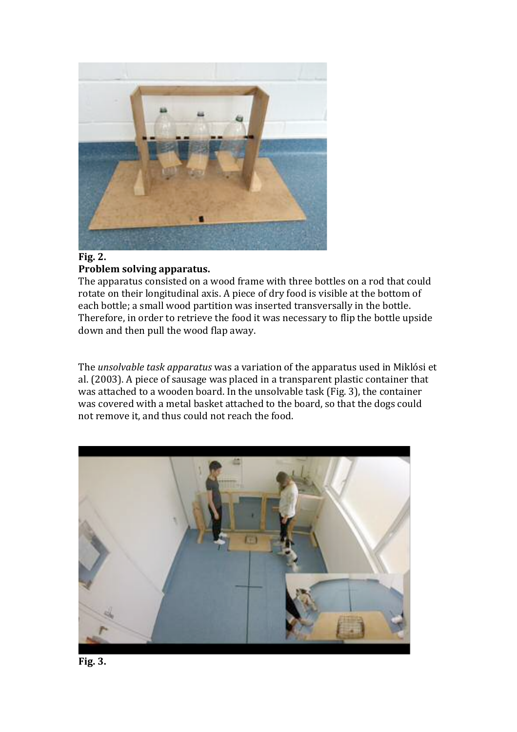**Fig. 2.**

**Problem solving apparatus.**

The apparatus consisted on a wood frame with three bottles on a rod that could rotate on their longitudinal axis. A piece of dry food is visible at the bottom of each bottle; a small wood partition was inserted transversally in the bottle. Therefore, in order to retrieve the food it was necessary to flip the bottle upside down and then pull the wood flap away.

The *unsolvable task apparatus* was a variation of the apparatus used in Miklósi et al. (2003). A piece of sausage was placed in a transparent plastic container that was attached to a wooden board. In the unsolvable task (Fig. 3), the container was covered with a metal basket attached to the board, so that the dogs could not remove it, and thus could not reach the food.

**Fig. 3.**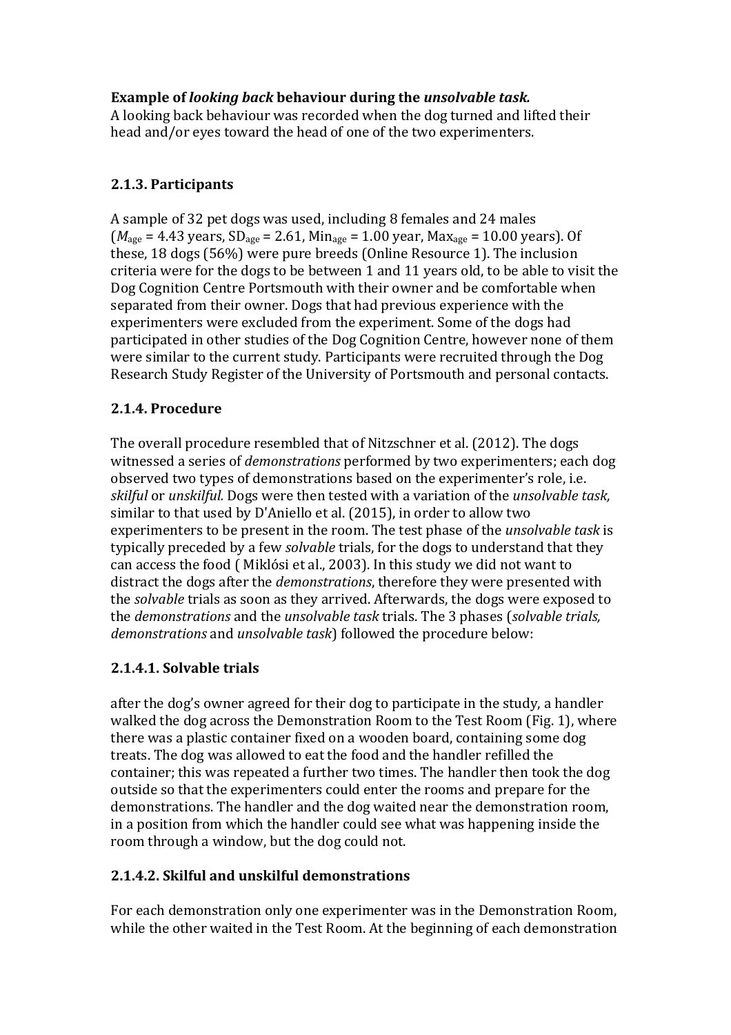**Example of *looking back* behaviour during the *unsolvable task.***
A looking back behaviour was recorded when the dog turned and lifted their head and/or eyes toward the head of one of the two experimenters.

### 2.1.3. Participants

A sample of 32 pet dogs was used, including 8 females and 24 males ($M_{age}$ = 4.43 years, $SD_{age}$ = 2.61, $Min_{age}$ = 1.00 year, $Max_{age}$ = 10.00 years). Of these, 18 dogs (56%) were pure breeds (Online Resource 1). The inclusion criteria were for the dogs to be between 1 and 11 years old, to be able to visit the Dog Cognition Centre Portsmouth with their owner and be comfortable when separated from their owner. Dogs that had previous experience with the experimenters were excluded from the experiment. Some of the dogs had participated in other studies of the Dog Cognition Centre, however none of them were similar to the current study. Participants were recruited through the Dog Research Study Register of the University of Portsmouth and personal contacts.

### 2.1.4. Procedure

The overall procedure resembled that of Nitzschner et al. (2012). The dogs witnessed a series of *demonstrations* performed by two experimenters; each dog observed two types of demonstrations based on the experimenter's role, i.e. *skilful* or *unskilful*. Dogs were then tested with a variation of the *unsolvable task,* similar to that used by D'Aniello et al. (2015), in order to allow two experimenters to be present in the room. The test phase of the *unsolvable task* is typically preceded by a few *solvable* trials, for the dogs to understand that they can access the food ( Miklósi et al., 2003). In this study we did not want to distract the dogs after the *demonstrations*, therefore they were presented with the *solvable* trials as soon as they arrived. Afterwards, the dogs were exposed to the *demonstrations* and the *unsolvable task* trials. The 3 phases (*solvable trials, demonstrations* and *unsolvable task*) followed the procedure below:

#### 2.1.4.1. Solvable trials

after the dog's owner agreed for their dog to participate in the study, a handler walked the dog across the Demonstration Room to the Test Room (Fig. 1), where there was a plastic container fixed on a wooden board, containing some dog treats. The dog was allowed to eat the food and the handler refilled the container; this was repeated a further two times. The handler then took the dog outside so that the experimenters could enter the rooms and prepare for the demonstrations. The handler and the dog waited near the demonstration room, in a position from which the handler could see what was happening inside the room through a window, but the dog could not.

#### 2.1.4.2. Skilful and unskilful demonstrations

For each demonstration only one experimenter was in the Demonstration Room, while the other waited in the Test Room. At the beginning of each demonstration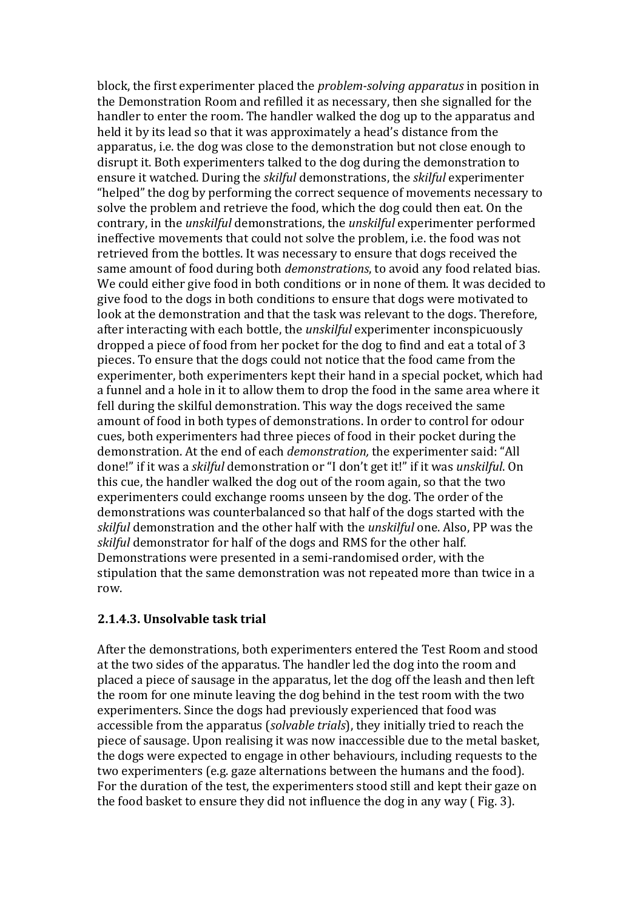block, the first experimenter placed the *problem-solving apparatus* in position in the Demonstration Room and refilled it as necessary, then she signalled for the handler to enter the room. The handler walked the dog up to the apparatus and held it by its lead so that it was approximately a head's distance from the apparatus, i.e. the dog was close to the demonstration but not close enough to disrupt it. Both experimenters talked to the dog during the demonstration to ensure it watched. During the *skilful* demonstrations, the *skilful* experimenter "helped" the dog by performing the correct sequence of movements necessary to solve the problem and retrieve the food, which the dog could then eat. On the contrary, in the *unskilful* demonstrations, the *unskilful* experimenter performed ineffective movements that could not solve the problem, i.e. the food was not retrieved from the bottles. It was necessary to ensure that dogs received the same amount of food during both *demonstrations*, to avoid any food related bias. We could either give food in both conditions or in none of them. It was decided to give food to the dogs in both conditions to ensure that dogs were motivated to look at the demonstration and that the task was relevant to the dogs. Therefore, after interacting with each bottle, the *unskilful* experimenter inconspicuously dropped a piece of food from her pocket for the dog to find and eat a total of 3 pieces. To ensure that the dogs could not notice that the food came from the experimenter, both experimenters kept their hand in a special pocket, which had a funnel and a hole in it to allow them to drop the food in the same area where it fell during the skilful demonstration. This way the dogs received the same amount of food in both types of demonstrations. In order to control for odour cues, both experimenters had three pieces of food in their pocket during the demonstration. At the end of each *demonstration,* the experimenter said: "All done!" if it was a *skilful* demonstration or "I don't get it!" if it was *unskilful*. On this cue, the handler walked the dog out of the room again, so that the two experimenters could exchange rooms unseen by the dog. The order of the demonstrations was counterbalanced so that half of the dogs started with the *skilful* demonstration and the other half with the *unskilful* one. Also, PP was the *skilful* demonstrator for half of the dogs and RMS for the other half. Demonstrations were presented in a semi-randomised order, with the stipulation that the same demonstration was not repeated more than twice in a row.

### 2.1.4.3. Unsolvable task trial

After the demonstrations, both experimenters entered the Test Room and stood at the two sides of the apparatus. The handler led the dog into the room and placed a piece of sausage in the apparatus, let the dog off the leash and then left the room for one minute leaving the dog behind in the test room with the two experimenters. Since the dogs had previously experienced that food was accessible from the apparatus (*solvable trials*), they initially tried to reach the piece of sausage. Upon realising it was now inaccessible due to the metal basket, the dogs were expected to engage in other behaviours, including requests to the two experimenters (e.g. gaze alternations between the humans and the food). For the duration of the test, the experimenters stood still and kept their gaze on the food basket to ensure they did not influence the dog in any way ( Fig. 3).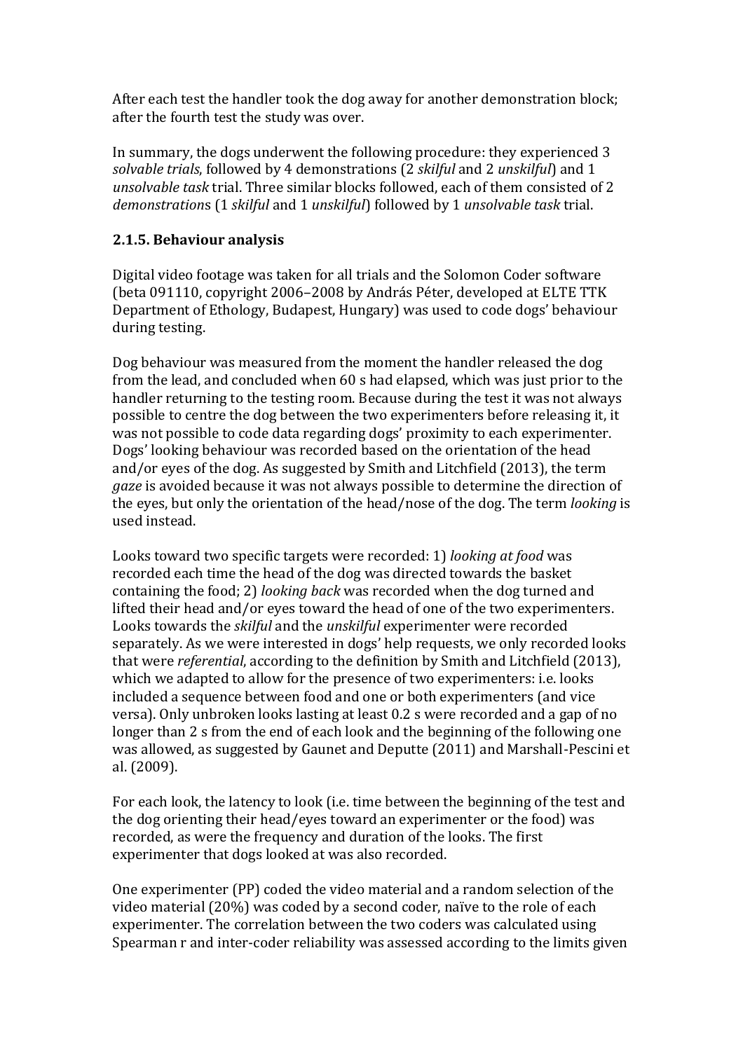After each test the handler took the dog away for another demonstration block; after the fourth test the study was over.

In summary, the dogs underwent the following procedure: they experienced 3 *solvable trials*, followed by 4 demonstrations (2 *skilful* and 2 *unskilful*) and 1 *unsolvable task* trial. Three similar blocks followed, each of them consisted of 2 *demonstrations* (1 *skilful* and 1 *unskilful*) followed by 1 *unsolvable task* trial.

### 2.1.5. Behaviour analysis

Digital video footage was taken for all trials and the Solomon Coder software (beta 091110, copyright 2006–2008 by András Péter, developed at ELTE TTK Department of Ethology, Budapest, Hungary) was used to code dogs' behaviour during testing.

Dog behaviour was measured from the moment the handler released the dog from the lead, and concluded when 60 s had elapsed, which was just prior to the handler returning to the testing room. Because during the test it was not always possible to centre the dog between the two experimenters before releasing it, it was not possible to code data regarding dogs' proximity to each experimenter. Dogs' looking behaviour was recorded based on the orientation of the head and/or eyes of the dog. As suggested by Smith and Litchfield (2013), the term *gaze* is avoided because it was not always possible to determine the direction of the eyes, but only the orientation of the head/nose of the dog. The term *looking* is used instead.

Looks toward two specific targets were recorded: 1) *looking at food* was recorded each time the head of the dog was directed towards the basket containing the food; 2) *looking back* was recorded when the dog turned and lifted their head and/or eyes toward the head of one of the two experimenters. Looks towards the *skilful* and the *unskilful* experimenter were recorded separately. As we were interested in dogs' help requests, we only recorded looks that were *referential*, according to the definition by Smith and Litchfield (2013), which we adapted to allow for the presence of two experimenters: i.e. looks included a sequence between food and one or both experimenters (and vice versa). Only unbroken looks lasting at least 0.2 s were recorded and a gap of no longer than 2 s from the end of each look and the beginning of the following one was allowed, as suggested by Gaunet and Deputte (2011) and Marshall-Pescini et al. (2009).

For each look, the latency to look (i.e. time between the beginning of the test and the dog orienting their head/eyes toward an experimenter or the food) was recorded, as were the frequency and duration of the looks. The first experimenter that dogs looked at was also recorded.

One experimenter (PP) coded the video material and a random selection of the video material (20%) was coded by a second coder, naïve to the role of each experimenter. The correlation between the two coders was calculated using Spearman r and inter-coder reliability was assessed according to the limits given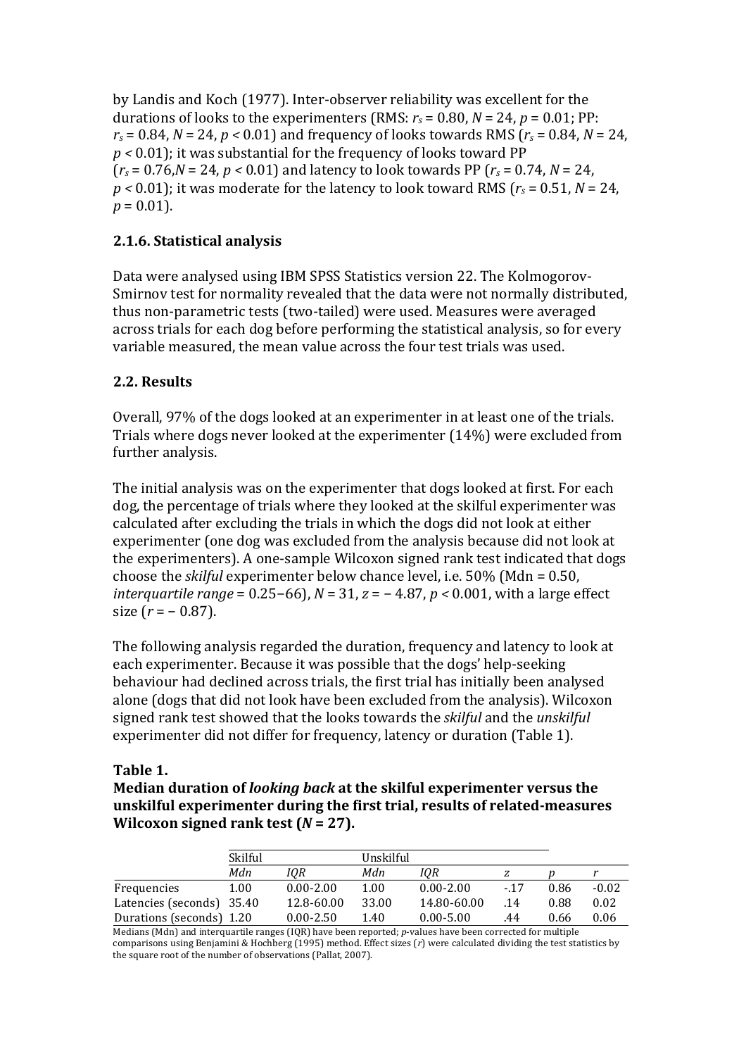by Landis and Koch (1977). Inter-observer reliability was excellent for the durations of looks to the experimenters (RMS: $r_s = 0.80$, $N = 24$, $p = 0.01$; PP: $r_s = 0.84$, $N = 24$, $p < 0.01$) and frequency of looks towards RMS ($r_s = 0.84$, $N = 24$, $p < 0.01$); it was substantial for the frequency of looks toward PP ($r_s = 0.76$, $N = 24$, $p < 0.01$) and latency to look towards PP ($r_s = 0.74$, $N = 24$, $p < 0.01$); it was moderate for the latency to look toward RMS ($r_s = 0.51$, $N = 24$, $p = 0.01$).

### 2.1.6. Statistical analysis

Data were analysed using IBM SPSS Statistics version 22. The Kolmogorov-Smirnov test for normality revealed that the data were not normally distributed, thus non-parametric tests (two-tailed) were used. Measures were averaged across trials for each dog before performing the statistical analysis, so for every variable measured, the mean value across the four test trials was used.

## 2.2. Results

Overall, 97% of the dogs looked at an experimenter in at least one of the trials. Trials where dogs never looked at the experimenter (14%) were excluded from further analysis.

The initial analysis was on the experimenter that dogs looked at first. For each dog, the percentage of trials where they looked at the skilful experimenter was calculated after excluding the trials in which the dogs did not look at either experimenter (one dog was excluded from the analysis because did not look at the experimenters). A one-sample Wilcoxon signed rank test indicated that dogs choose the *skilful* experimenter below chance level, i.e. 50% (Mdn = 0.50, *interquartile range* = 0.25−66), $N = 31$, $z = -4.87$, $p < 0.001$, with a large effect size ($r = -0.87$).

The following analysis regarded the duration, frequency and latency to look at each experimenter. Because it was possible that the dogs' help-seeking behaviour had declined across trials, the first trial has initially been analysed alone (dogs that did not look have been excluded from the analysis). Wilcoxon signed rank test showed that the looks towards the *skilful* and the *unskilful* experimenter did not differ for frequency, latency or duration (Table 1).

**Table 1.**
**Median duration of *looking back* at the skilful experimenter versus the unskilful experimenter during the first trial, results of related-measures Wilcoxon signed rank test ($N = 27$).**

| | Skilful | | Unskilful | | | | |
|---|---|---|---|---|---|---|---|
| | *Mdn* | *IQR* | *Mdn* | *IQR* | *z* | *p* | *r* |
| Frequencies | 1.00 | 0.00-2.00 | 1.00 | 0.00-2.00 | -.17 | 0.86 | -0.02 |
| Latencies (seconds) | 35.40 | 12.8-60.00 | 33.00 | 14.80-60.00 | .14 | 0.88 | 0.02 |
| Durations (seconds) | 1.20 | 0.00-2.50 | 1.40 | 0.00-5.00 | .44 | 0.66 | 0.06 |

Medians (Mdn) and interquartile ranges (IQR) have been reported; *p*-values have been corrected for multiple comparisons using Benjamini & Hochberg (1995) method. Effect sizes (*r*) were calculated dividing the test statistics by the square root of the number of observations (Pallat, 2007).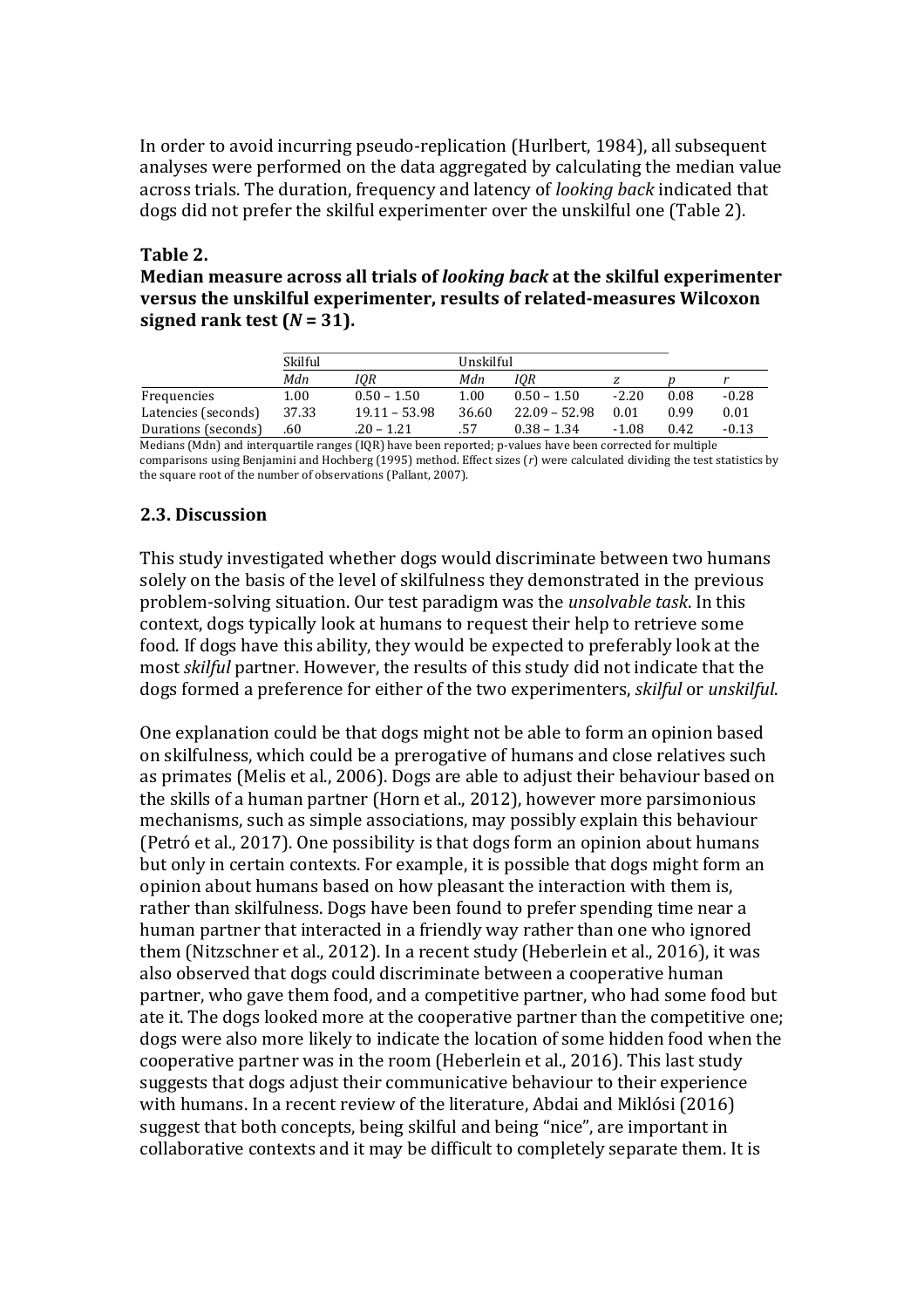In order to avoid incurring pseudo-replication (Hurlbert, 1984), all subsequent analyses were performed on the data aggregated by calculating the median value across trials. The duration, frequency and latency of *looking back* indicated that dogs did not prefer the skilful experimenter over the unskilful one (Table 2).

**Table 2.**

**Median measure across all trials of *looking back* at the skilful experimenter versus the unskilful experimenter, results of related-measures Wilcoxon signed rank test (*N* = 31).**

| | Skilful | | Unskilful | | | | |
|---|---|---|---|---|---|---|---|
| | *Mdn* | *IQR* | *Mdn* | *IQR* | *z* | *p* | *r* |
| Frequencies | 1.00 | 0.50 – 1.50 | 1.00 | 0.50 – 1.50 | -2.20 | 0.08 | -0.28 |
| Latencies (seconds) | 37.33 | 19.11 – 53.98 | 36.60 | 22.09 – 52.98 | 0.01 | 0.99 | 0.01 |
| Durations (seconds) | .60 | .20 – 1.21 | .57 | 0.38 – 1.34 | -1.08 | 0.42 | -0.13 |

Medians (Mdn) and interquartile ranges (IQR) have been reported; p-values have been corrected for multiple comparisons using Benjamini and Hochberg (1995) method. Effect sizes (*r*) were calculated dividing the test statistics by the square root of the number of observations (Pallant, 2007).

## 2.3. Discussion

This study investigated whether dogs would discriminate between two humans solely on the basis of the level of skilfulness they demonstrated in the previous problem-solving situation. Our test paradigm was the *unsolvable task*. In this context, dogs typically look at humans to request their help to retrieve some food. If dogs have this ability, they would be expected to preferably look at the most *skilful* partner. However, the results of this study did not indicate that the dogs formed a preference for either of the two experimenters, *skilful* or *unskilful*.

One explanation could be that dogs might not be able to form an opinion based on skilfulness, which could be a prerogative of humans and close relatives such as primates (Melis et al., 2006). Dogs are able to adjust their behaviour based on the skills of a human partner (Horn et al., 2012), however more parsimonious mechanisms, such as simple associations, may possibly explain this behaviour (Petró et al., 2017). One possibility is that dogs form an opinion about humans but only in certain contexts. For example, it is possible that dogs might form an opinion about humans based on how pleasant the interaction with them is, rather than skilfulness. Dogs have been found to prefer spending time near a human partner that interacted in a friendly way rather than one who ignored them (Nitzschner et al., 2012). In a recent study (Heberlein et al., 2016), it was also observed that dogs could discriminate between a cooperative human partner, who gave them food, and a competitive partner, who had some food but ate it. The dogs looked more at the cooperative partner than the competitive one; dogs were also more likely to indicate the location of some hidden food when the cooperative partner was in the room (Heberlein et al., 2016). This last study suggests that dogs adjust their communicative behaviour to their experience with humans. In a recent review of the literature, Abdai and Miklósi (2016) suggest that both concepts, being skilful and being "nice", are important in collaborative contexts and it may be difficult to completely separate them. It is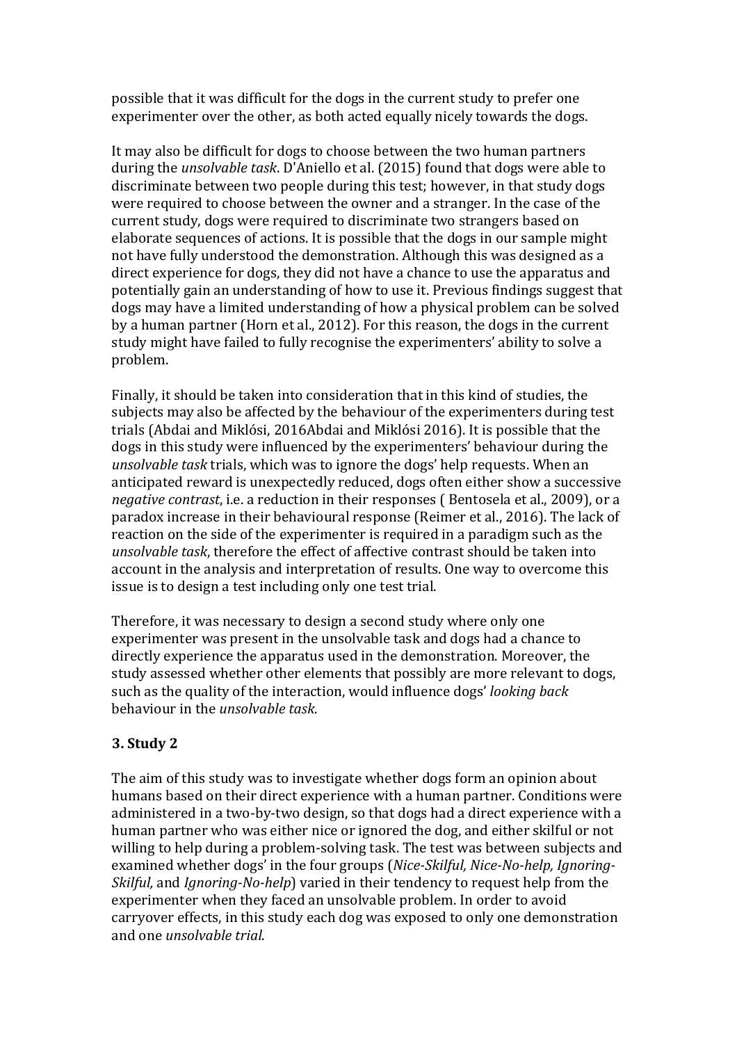possible that it was difficult for the dogs in the current study to prefer one experimenter over the other, as both acted equally nicely towards the dogs.

It may also be difficult for dogs to choose between the two human partners during the *unsolvable task*. D'Aniello et al. (2015) found that dogs were able to discriminate between two people during this test; however, in that study dogs were required to choose between the owner and a stranger. In the case of the current study, dogs were required to discriminate two strangers based on elaborate sequences of actions. It is possible that the dogs in our sample might not have fully understood the demonstration. Although this was designed as a direct experience for dogs, they did not have a chance to use the apparatus and potentially gain an understanding of how to use it. Previous findings suggest that dogs may have a limited understanding of how a physical problem can be solved by a human partner (Horn et al., 2012). For this reason, the dogs in the current study might have failed to fully recognise the experimenters' ability to solve a problem.

Finally, it should be taken into consideration that in this kind of studies, the subjects may also be affected by the behaviour of the experimenters during test trials (Abdai and Miklósi, 2016Abdai and Miklósi 2016). It is possible that the dogs in this study were influenced by the experimenters' behaviour during the *unsolvable task* trials, which was to ignore the dogs' help requests. When an anticipated reward is unexpectedly reduced, dogs often either show a successive *negative contrast*, i.e. a reduction in their responses ( Bentosela et al., 2009), or a paradox increase in their behavioural response (Reimer et al., 2016). The lack of reaction on the side of the experimenter is required in a paradigm such as the *unsolvable task*, therefore the effect of affective contrast should be taken into account in the analysis and interpretation of results. One way to overcome this issue is to design a test including only one test trial.

Therefore, it was necessary to design a second study where only one experimenter was present in the unsolvable task and dogs had a chance to directly experience the apparatus used in the demonstration. Moreover, the study assessed whether other elements that possibly are more relevant to dogs, such as the quality of the interaction, would influence dogs' *looking back* behaviour in the *unsolvable task*.

## 3. Study 2

The aim of this study was to investigate whether dogs form an opinion about humans based on their direct experience with a human partner. Conditions were administered in a two-by-two design, so that dogs had a direct experience with a human partner who was either nice or ignored the dog, and either skilful or not willing to help during a problem-solving task. The test was between subjects and examined whether dogs' in the four groups (*Nice-Skilful, Nice-No-help, Ignoring-Skilful,* and *Ignoring-No-help*) varied in their tendency to request help from the experimenter when they faced an unsolvable problem. In order to avoid carryover effects, in this study each dog was exposed to only one demonstration and one *unsolvable trial*.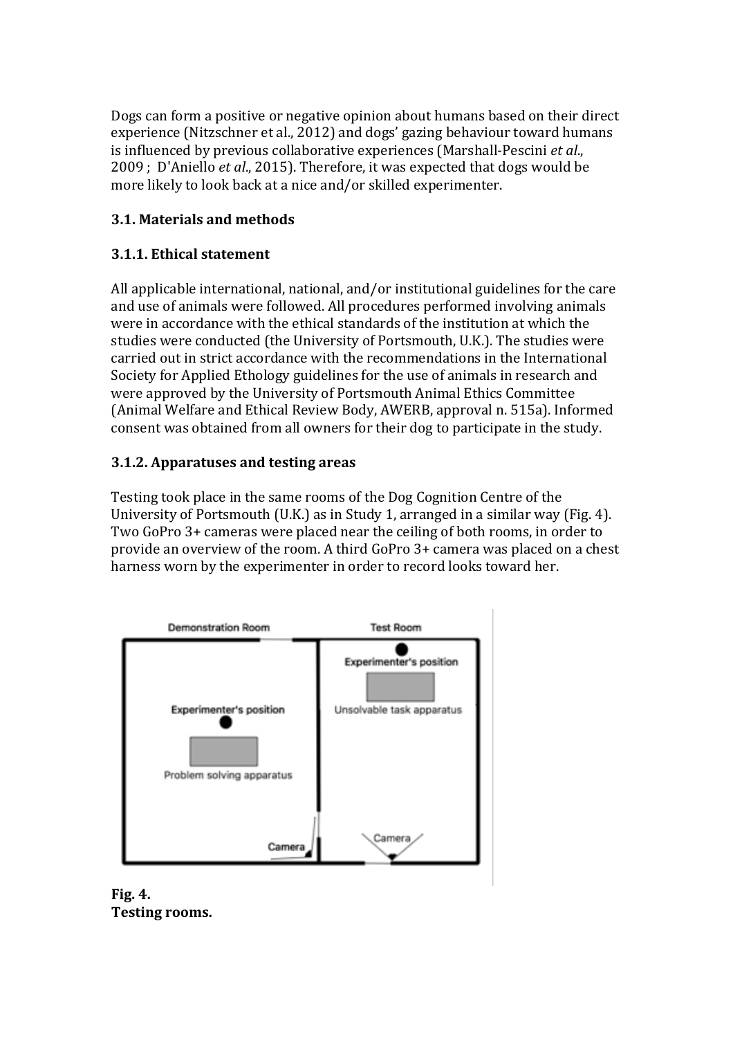Dogs can form a positive or negative opinion about humans based on their direct experience (Nitzschner et al., 2012) and dogs' gazing behaviour toward humans is influenced by previous collaborative experiences (Marshall-Pescini *et al*., 2009 ; D'Aniello *et al*., 2015). Therefore, it was expected that dogs would be more likely to look back at a nice and/or skilled experimenter.

### 3.1. Materials and methods

#### 3.1.1. Ethical statement

All applicable international, national, and/or institutional guidelines for the care and use of animals were followed. All procedures performed involving animals were in accordance with the ethical standards of the institution at which the studies were conducted (the University of Portsmouth, U.K.). The studies were carried out in strict accordance with the recommendations in the International Society for Applied Ethology guidelines for the use of animals in research and were approved by the University of Portsmouth Animal Ethics Committee (Animal Welfare and Ethical Review Body, AWERB, approval n. 515a). Informed consent was obtained from all owners for their dog to participate in the study.

#### 3.1.2. Apparatuses and testing areas

Testing took place in the same rooms of the Dog Cognition Centre of the University of Portsmouth (U.K.) as in Study 1, arranged in a similar way (Fig. 4). Two GoPro 3+ cameras were placed near the ceiling of both rooms, in order to provide an overview of the room. A third GoPro 3+ camera was placed on a chest harness worn by the experimenter in order to record looks toward her.

Demonstration Room

Test Room

Experimenter's position

Unsolvable task apparatus

Experimenter's position

Problem solving apparatus

Camera

Camera

**Fig. 4.**
**Testing rooms.**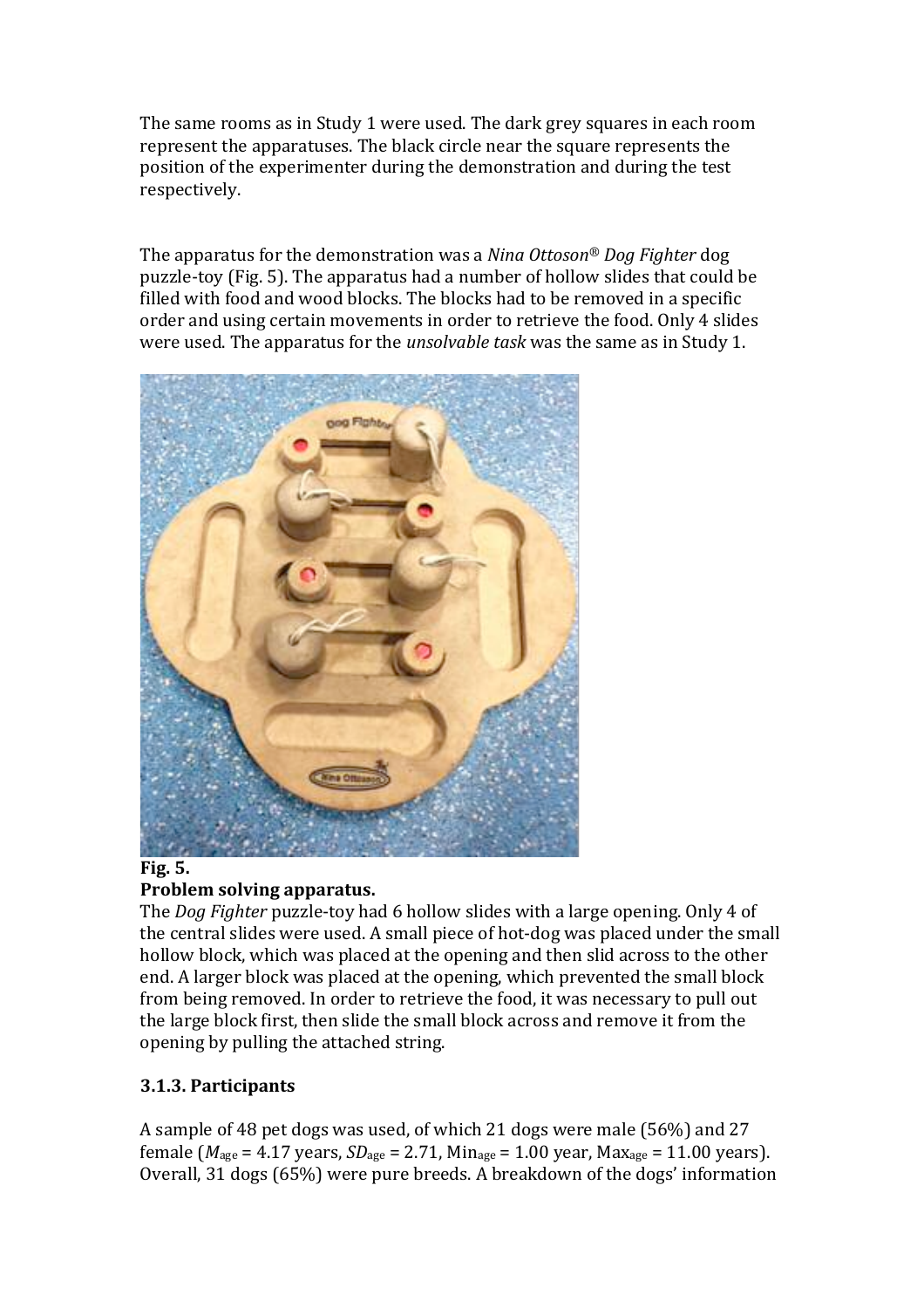The same rooms as in Study 1 were used. The dark grey squares in each room represent the apparatuses. The black circle near the square represents the position of the experimenter during the demonstration and during the test respectively.

The apparatus for the demonstration was a *Nina Ottoson® Dog Fighter* dog puzzle-toy (Fig. 5). The apparatus had a number of hollow slides that could be filled with food and wood blocks. The blocks had to be removed in a specific order and using certain movements in order to retrieve the food. Only 4 slides were used. The apparatus for the *unsolvable task* was the same as in Study 1.

**Fig. 5.**
**Problem solving apparatus.**
The *Dog Fighter* puzzle-toy had 6 hollow slides with a large opening. Only 4 of the central slides were used. A small piece of hot-dog was placed under the small hollow block, which was placed at the opening and then slid across to the other end. A larger block was placed at the opening, which prevented the small block from being removed. In order to retrieve the food, it was necessary to pull out the large block first, then slide the small block across and remove it from the opening by pulling the attached string.

### 3.1.3. Participants

A sample of 48 pet dogs was used, of which 21 dogs were male (56%) and 27 female ($M_{age}$ = 4.17 years, $SD_{age}$ = 2.71, $Min_{age}$ = 1.00 year, $Max_{age}$ = 11.00 years). Overall, 31 dogs (65%) were pure breeds. A breakdown of the dogs' information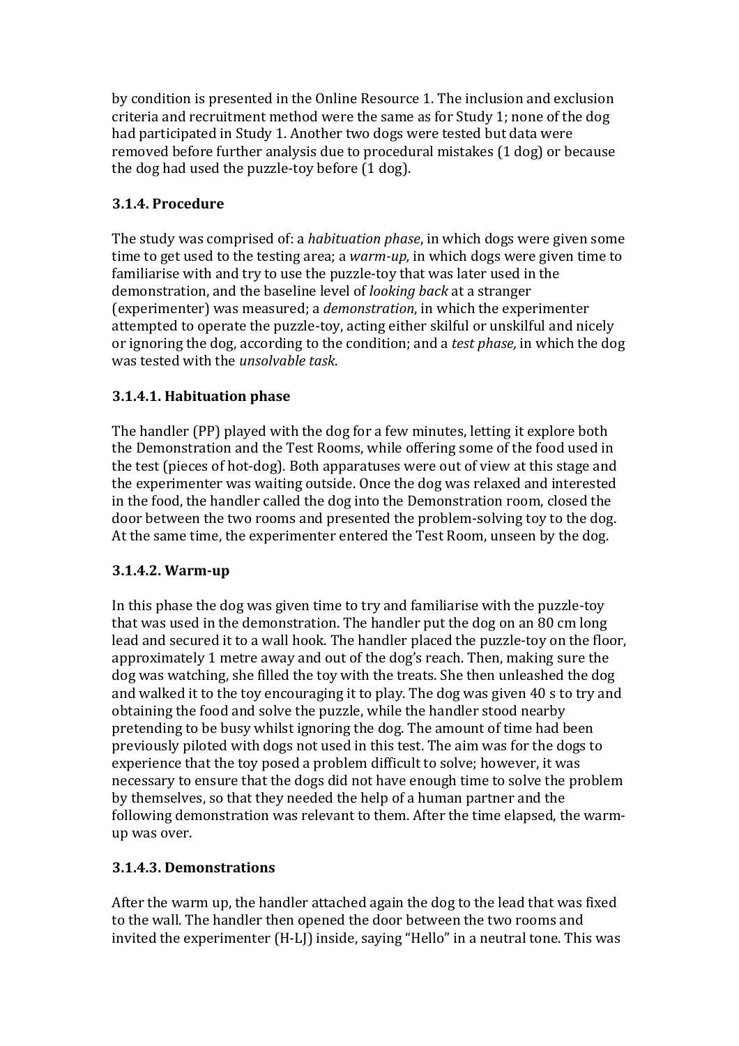by condition is presented in the Online Resource 1. The inclusion and exclusion criteria and recruitment method were the same as for Study 1; none of the dog had participated in Study 1. Another two dogs were tested but data were removed before further analysis due to procedural mistakes (1 dog) or because the dog had used the puzzle-toy before (1 dog).

### 3.1.4. Procedure

The study was comprised of: a *habituation phase*, in which dogs were given some time to get used to the testing area; a *warm-up,* in which dogs were given time to familiarise with and try to use the puzzle-toy that was later used in the demonstration, and the baseline level of *looking back* at a stranger (experimenter) was measured; a *demonstration*, in which the experimenter attempted to operate the puzzle-toy, acting either skilful or unskilful and nicely or ignoring the dog, according to the condition; and a *test phase,* in which the dog was tested with the *unsolvable task*.

#### 3.1.4.1. Habituation phase

The handler (PP) played with the dog for a few minutes, letting it explore both the Demonstration and the Test Rooms, while offering some of the food used in the test (pieces of hot-dog). Both apparatuses were out of view at this stage and the experimenter was waiting outside. Once the dog was relaxed and interested in the food, the handler called the dog into the Demonstration room, closed the door between the two rooms and presented the problem-solving toy to the dog. At the same time, the experimenter entered the Test Room, unseen by the dog.

#### 3.1.4.2. Warm-up

In this phase the dog was given time to try and familiarise with the puzzle-toy that was used in the demonstration. The handler put the dog on an 80 cm long lead and secured it to a wall hook. The handler placed the puzzle-toy on the floor, approximately 1 metre away and out of the dog's reach. Then, making sure the dog was watching, she filled the toy with the treats. She then unleashed the dog and walked it to the toy encouraging it to play. The dog was given 40 s to try and obtaining the food and solve the puzzle, while the handler stood nearby pretending to be busy whilst ignoring the dog. The amount of time had been previously piloted with dogs not used in this test. The aim was for the dogs to experience that the toy posed a problem difficult to solve; however, it was necessary to ensure that the dogs did not have enough time to solve the problem by themselves, so that they needed the help of a human partner and the following demonstration was relevant to them. After the time elapsed, the warm-up was over.

#### 3.1.4.3. Demonstrations

After the warm up, the handler attached again the dog to the lead that was fixed to the wall. The handler then opened the door between the two rooms and invited the experimenter (H-LJ) inside, saying "Hello" in a neutral tone. This was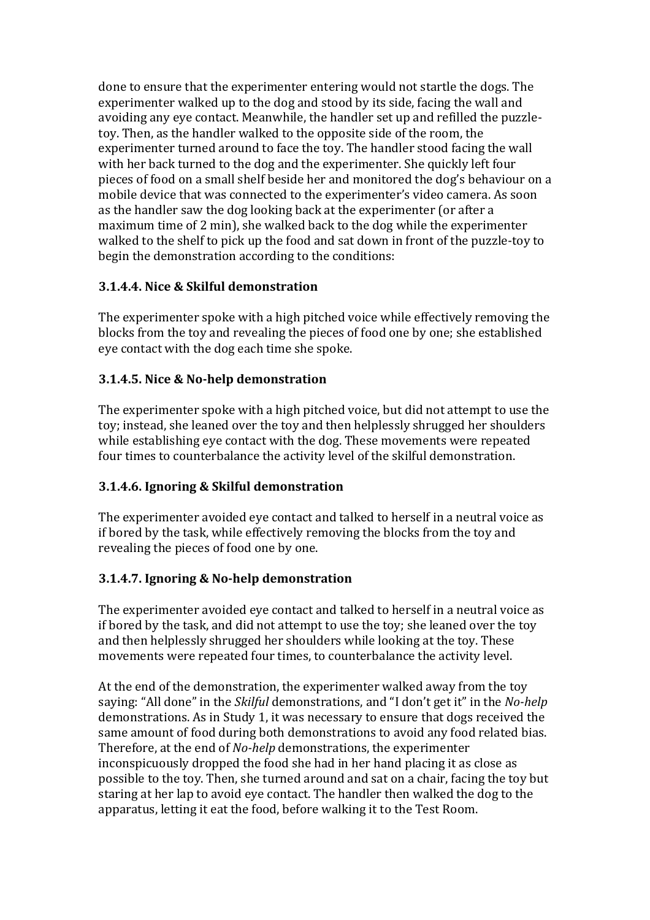done to ensure that the experimenter entering would not startle the dogs. The experimenter walked up to the dog and stood by its side, facing the wall and avoiding any eye contact. Meanwhile, the handler set up and refilled the puzzle-toy. Then, as the handler walked to the opposite side of the room, the experimenter turned around to face the toy. The handler stood facing the wall with her back turned to the dog and the experimenter. She quickly left four pieces of food on a small shelf beside her and monitored the dog's behaviour on a mobile device that was connected to the experimenter's video camera. As soon as the handler saw the dog looking back at the experimenter (or after a maximum time of 2 min), she walked back to the dog while the experimenter walked to the shelf to pick up the food and sat down in front of the puzzle-toy to begin the demonstration according to the conditions:

### 3.1.4.4. Nice & Skilful demonstration

The experimenter spoke with a high pitched voice while effectively removing the blocks from the toy and revealing the pieces of food one by one; she established eye contact with the dog each time she spoke.

### 3.1.4.5. Nice & No-help demonstration

The experimenter spoke with a high pitched voice, but did not attempt to use the toy; instead, she leaned over the toy and then helplessly shrugged her shoulders while establishing eye contact with the dog. These movements were repeated four times to counterbalance the activity level of the skilful demonstration.

### 3.1.4.6. Ignoring & Skilful demonstration

The experimenter avoided eye contact and talked to herself in a neutral voice as if bored by the task, while effectively removing the blocks from the toy and revealing the pieces of food one by one.

### 3.1.4.7. Ignoring & No-help demonstration

The experimenter avoided eye contact and talked to herself in a neutral voice as if bored by the task, and did not attempt to use the toy; she leaned over the toy and then helplessly shrugged her shoulders while looking at the toy. These movements were repeated four times, to counterbalance the activity level.

At the end of the demonstration, the experimenter walked away from the toy saying: "All done" in the *Skilful* demonstrations, and "I don't get it" in the *No-help* demonstrations. As in Study 1, it was necessary to ensure that dogs received the same amount of food during both demonstrations to avoid any food related bias. Therefore, at the end of *No-help* demonstrations, the experimenter inconspicuously dropped the food she had in her hand placing it as close as possible to the toy. Then, she turned around and sat on a chair, facing the toy but staring at her lap to avoid eye contact. The handler then walked the dog to the apparatus, letting it eat the food, before walking it to the Test Room.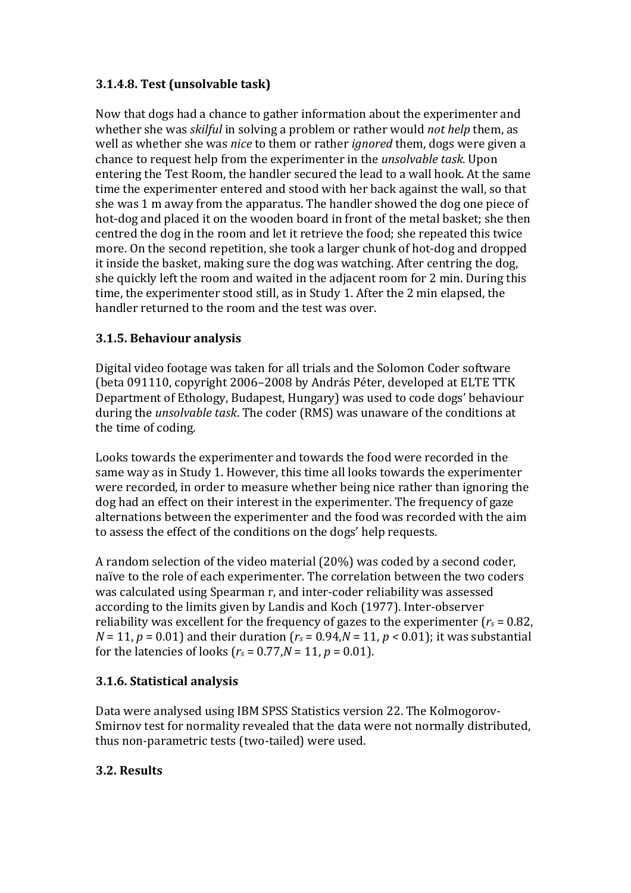### 3.1.4.8. Test (unsolvable task)

Now that dogs had a chance to gather information about the experimenter and whether she was *skilful* in solving a problem or rather would *not help* them, as well as whether she was *nice* to them or rather *ignored* them, dogs were given a chance to request help from the experimenter in the *unsolvable task*. Upon entering the Test Room, the handler secured the lead to a wall hook. At the same time the experimenter entered and stood with her back against the wall, so that she was 1 m away from the apparatus. The handler showed the dog one piece of hot-dog and placed it on the wooden board in front of the metal basket; she then centred the dog in the room and let it retrieve the food; she repeated this twice more. On the second repetition, she took a larger chunk of hot-dog and dropped it inside the basket, making sure the dog was watching. After centring the dog, she quickly left the room and waited in the adjacent room for 2 min. During this time, the experimenter stood still, as in Study 1. After the 2 min elapsed, the handler returned to the room and the test was over.

### 3.1.5. Behaviour analysis

Digital video footage was taken for all trials and the Solomon Coder software (beta 091110, copyright 2006–2008 by András Péter, developed at ELTE TTK Department of Ethology, Budapest, Hungary) was used to code dogs' behaviour during the *unsolvable task*. The coder (RMS) was unaware of the conditions at the time of coding.

Looks towards the experimenter and towards the food were recorded in the same way as in Study 1. However, this time all looks towards the experimenter were recorded, in order to measure whether being nice rather than ignoring the dog had an effect on their interest in the experimenter. The frequency of gaze alternations between the experimenter and the food was recorded with the aim to assess the effect of the conditions on the dogs' help requests.

A random selection of the video material (20%) was coded by a second coder, naïve to the role of each experimenter. The correlation between the two coders was calculated using Spearman r, and inter-coder reliability was assessed according to the limits given by Landis and Koch (1977). Inter-observer reliability was excellent for the frequency of gazes to the experimenter ($r_s = 0.82$, $N = 11$, $p = 0.01$) and their duration ($r_s = 0.94$, $N = 11$, $p < 0.01$); it was substantial for the latencies of looks ($r_s = 0.77$, $N = 11$, $p = 0.01$).

### 3.1.6. Statistical analysis

Data were analysed using IBM SPSS Statistics version 22. The Kolmogorov-Smirnov test for normality revealed that the data were not normally distributed, thus non-parametric tests (two-tailed) were used.

## 3.2. Results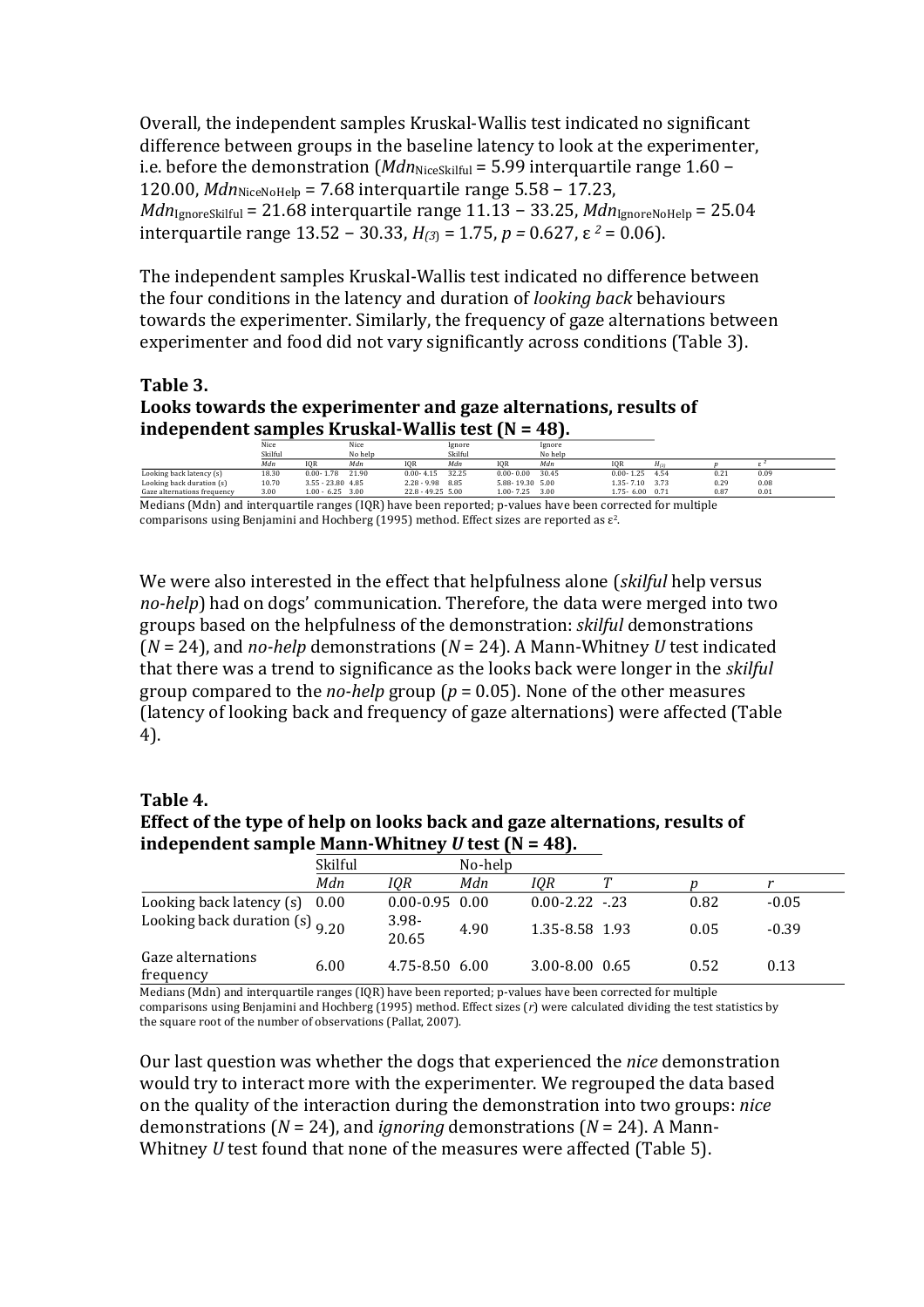Overall, the independent samples Kruskal-Wallis test indicated no significant difference between groups in the baseline latency to look at the experimenter, i.e. before the demonstration ($Mdn_{NiceSkilful}$ = 5.99 interquartile range 1.60 – 120.00, $Mdn_{NiceNoHelp}$ = 7.68 interquartile range 5.58 – 17.23, $Mdn_{IgnoreSkilful}$ = 21.68 interquartile range 11.13 – 33.25, $Mdn_{IgnoreNoHelp}$ = 25.04 interquartile range 13.52 – 30.33, $H_{(3)}$ = 1.75, $p$ = 0.627, $\varepsilon^2$ = 0.06).

The independent samples Kruskal-Wallis test indicated no difference between the four conditions in the latency and duration of *looking back* behaviours towards the experimenter. Similarly, the frequency of gaze alternations between experimenter and food did not vary significantly across conditions (Table 3).

**Table 3.**
**Looks towards the experimenter and gaze alternations, results of independent samples Kruskal-Wallis test (N = 48).**

| | Nice Skilful | | Nice No help | | Ignore Skilful | | Ignore No help | | | | |
|---|---|---|---|---|---|---|---|---|---|---|---|
| | *Mdn* | IQR | *Mdn* | IQR | *Mdn* | IQR | *Mdn* | IQR | $H_{(3)}$ | *p* | $\varepsilon^2$ |
| Looking back latency (s) | 18.30 | 0.00- 1.78 | 21.90 | 0.00- 4.15 | 32.25 | 0.00- 0.00 | 30.45 | 0.00- 1.25 | 4.54 | 0.21 | 0.09 |
| Looking back duration (s) | 10.70 | 3.55 - 23.80 | 4.85 | 2.28 - 9.98 | 8.85 | 5.88- 19.30 | 5.00 | 1.35- 7.10 | 3.73 | 0.29 | 0.08 |
| Gaze alternations frequency | 3.00 | 1.00 - 6.25 | 3.00 | 22.8 - 49.25 | 5.00 | 1.00- 7.25 | 3.00 | 1.75- 6.00 | 0.71 | 0.87 | 0.01 |

Medians (Mdn) and interquartile ranges (IQR) have been reported; p-values have been corrected for multiple comparisons using Benjamini and Hochberg (1995) method. Effect sizes are reported as $\varepsilon^2$.

We were also interested in the effect that helpfulness alone (*skilful* help versus *no-help*) had on dogs' communication. Therefore, the data were merged into two groups based on the helpfulness of the demonstration: *skilful* demonstrations (*N* = 24), and *no-help* demonstrations (*N* = 24). A Mann-Whitney *U* test indicated that there was a trend to significance as the looks back were longer in the *skilful* group compared to the *no-help* group ($p$ = 0.05). None of the other measures (latency of looking back and frequency of gaze alternations) were affected (Table 4).

**Table 4.**
**Effect of the type of help on looks back and gaze alternations, results of independent sample Mann-Whitney *U* test (N = 48).**

| | Skilful | | No-help | | | | |
|---|---|---|---|---|---|---|---|
| | *Mdn* | *IQR* | *Mdn* | *IQR* | *T* | *p* | *r* |
| Looking back latency (s) | 0.00 | 0.00-0.95 | 0.00 | 0.00-2.22 | -.23 | 0.82 | -0.05 |
| Looking back duration (s) | 9.20 | 3.98-20.65 | 4.90 | 1.35-8.58 | 1.93 | 0.05 | -0.39 |
| Gaze alternations frequency | 6.00 | 4.75-8.50 | 6.00 | 3.00-8.00 | 0.65 | 0.52 | 0.13 |

Medians (Mdn) and interquartile ranges (IQR) have been reported; p-values have been corrected for multiple comparisons using Benjamini and Hochberg (1995) method. Effect sizes (*r*) were calculated dividing the test statistics by the square root of the number of observations (Pallat, 2007).

Our last question was whether the dogs that experienced the *nice* demonstration would try to interact more with the experimenter. We regrouped the data based on the quality of the interaction during the demonstration into two groups: *nice* demonstrations (*N* = 24), and *ignoring* demonstrations (*N* = 24). A Mann-Whitney *U* test found that none of the measures were affected (Table 5).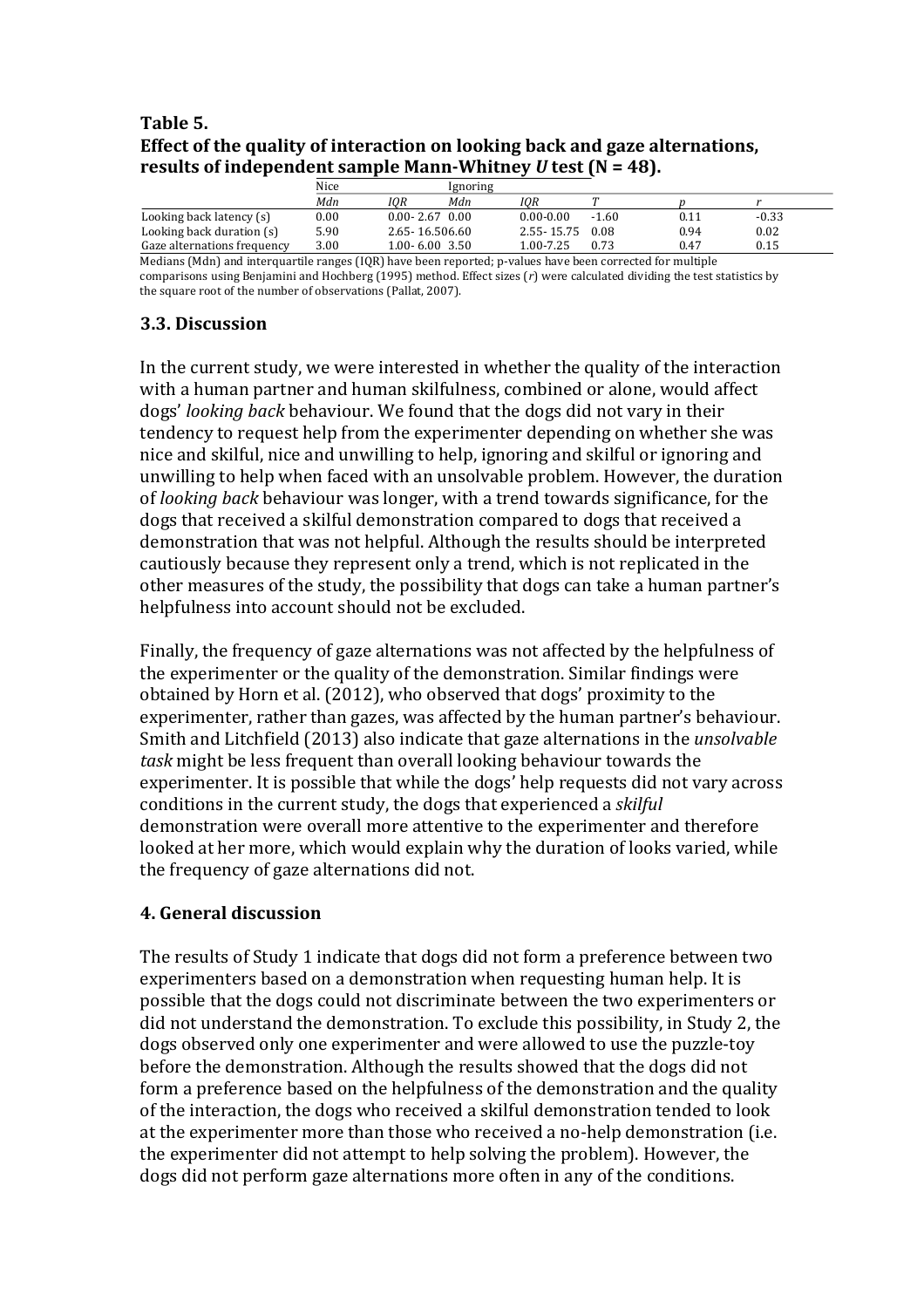**Table 5.**
**Effect of the quality of interaction on looking back and gaze alternations, results of independent sample Mann-Whitney *U* test (N = 48).**

| | Nice | | Ignoring | | | | |
|---|---|---|---|---|---|---|---|
| | *Mdn* | *IQR* | *Mdn* | *IQR* | *T* | *p* | *r* |
| Looking back latency (s) | 0.00 | 0.00- 2.67 | 0.00 | 0.00-0.00 | -1.60 | 0.11 | -0.33 |
| Looking back duration (s) | 5.90 | 2.65- 16.50 | 6.60 | 2.55- 15.75 | 0.08 | 0.94 | 0.02 |
| Gaze alternations frequency | 3.00 | 1.00- 6.00 | 3.50 | 1.00-7.25 | 0.73 | 0.47 | 0.15 |

Medians (Mdn) and interquartile ranges (IQR) have been reported; p-values have been corrected for multiple comparisons using Benjamini and Hochberg (1995) method. Effect sizes (*r*) were calculated dividing the test statistics by the square root of the number of observations (Pallat, 2007).

### 3.3. Discussion

In the current study, we were interested in whether the quality of the interaction with a human partner and human skilfulness, combined or alone, would affect dogs' *looking back* behaviour. We found that the dogs did not vary in their tendency to request help from the experimenter depending on whether she was nice and skilful, nice and unwilling to help, ignoring and skilful or ignoring and unwilling to help when faced with an unsolvable problem. However, the duration of *looking back* behaviour was longer, with a trend towards significance, for the dogs that received a skilful demonstration compared to dogs that received a demonstration that was not helpful. Although the results should be interpreted cautiously because they represent only a trend, which is not replicated in the other measures of the study, the possibility that dogs can take a human partner's helpfulness into account should not be excluded.

Finally, the frequency of gaze alternations was not affected by the helpfulness of the experimenter or the quality of the demonstration. Similar findings were obtained by Horn et al. (2012), who observed that dogs' proximity to the experimenter, rather than gazes, was affected by the human partner's behaviour. Smith and Litchfield (2013) also indicate that gaze alternations in the *unsolvable task* might be less frequent than overall looking behaviour towards the experimenter. It is possible that while the dogs' help requests did not vary across conditions in the current study, the dogs that experienced a *skilful* demonstration were overall more attentive to the experimenter and therefore looked at her more, which would explain why the duration of looks varied, while the frequency of gaze alternations did not.

## 4. General discussion

The results of Study 1 indicate that dogs did not form a preference between two experimenters based on a demonstration when requesting human help. It is possible that the dogs could not discriminate between the two experimenters or did not understand the demonstration. To exclude this possibility, in Study 2, the dogs observed only one experimenter and were allowed to use the puzzle-toy before the demonstration. Although the results showed that the dogs did not form a preference based on the helpfulness of the demonstration and the quality of the interaction, the dogs who received a skilful demonstration tended to look at the experimenter more than those who received a no-help demonstration (i.e. the experimenter did not attempt to help solving the problem). However, the dogs did not perform gaze alternations more often in any of the conditions.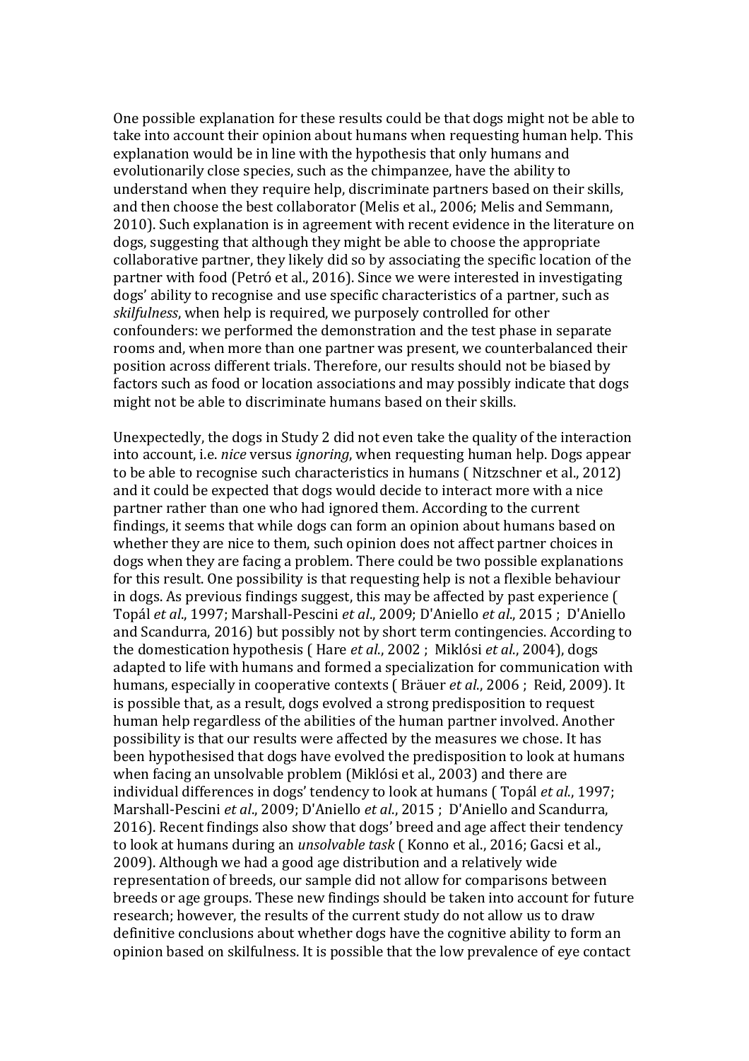One possible explanation for these results could be that dogs might not be able to take into account their opinion about humans when requesting human help. This explanation would be in line with the hypothesis that only humans and evolutionarily close species, such as the chimpanzee, have the ability to understand when they require help, discriminate partners based on their skills, and then choose the best collaborator (Melis et al., 2006; Melis and Semmann, 2010). Such explanation is in agreement with recent evidence in the literature on dogs, suggesting that although they might be able to choose the appropriate collaborative partner, they likely did so by associating the specific location of the partner with food (Petró et al., 2016). Since we were interested in investigating dogs' ability to recognise and use specific characteristics of a partner, such as *skilfulness*, when help is required, we purposely controlled for other confounders: we performed the demonstration and the test phase in separate rooms and, when more than one partner was present, we counterbalanced their position across different trials. Therefore, our results should not be biased by factors such as food or location associations and may possibly indicate that dogs might not be able to discriminate humans based on their skills.

Unexpectedly, the dogs in Study 2 did not even take the quality of the interaction into account, i.e. *nice* versus *ignoring*, when requesting human help. Dogs appear to be able to recognise such characteristics in humans ( Nitzschner et al., 2012) and it could be expected that dogs would decide to interact more with a nice partner rather than one who had ignored them. According to the current findings, it seems that while dogs can form an opinion about humans based on whether they are nice to them, such opinion does not affect partner choices in dogs when they are facing a problem. There could be two possible explanations for this result. One possibility is that requesting help is not a flexible behaviour in dogs. As previous findings suggest, this may be affected by past experience ( Topál *et al*., 1997; Marshall-Pescini *et al*., 2009; D'Aniello *et al*., 2015 ; D'Aniello and Scandurra, 2016) but possibly not by short term contingencies. According to the domestication hypothesis ( Hare *et al*., 2002 ; Miklósi *et al*., 2004), dogs adapted to life with humans and formed a specialization for communication with humans, especially in cooperative contexts ( Bräuer *et al*., 2006 ; Reid, 2009). It is possible that, as a result, dogs evolved a strong predisposition to request human help regardless of the abilities of the human partner involved. Another possibility is that our results were affected by the measures we chose. It has been hypothesised that dogs have evolved the predisposition to look at humans when facing an unsolvable problem (Miklósi et al., 2003) and there are individual differences in dogs' tendency to look at humans ( Topál *et al*., 1997; Marshall-Pescini *et al*., 2009; D'Aniello *et al*., 2015 ; D'Aniello and Scandurra, 2016). Recent findings also show that dogs' breed and age affect their tendency to look at humans during an *unsolvable task* ( Konno et al., 2016; Gacsi et al., 2009). Although we had a good age distribution and a relatively wide representation of breeds, our sample did not allow for comparisons between breeds or age groups. These new findings should be taken into account for future research; however, the results of the current study do not allow us to draw definitive conclusions about whether dogs have the cognitive ability to form an opinion based on skilfulness. It is possible that the low prevalence of eye contact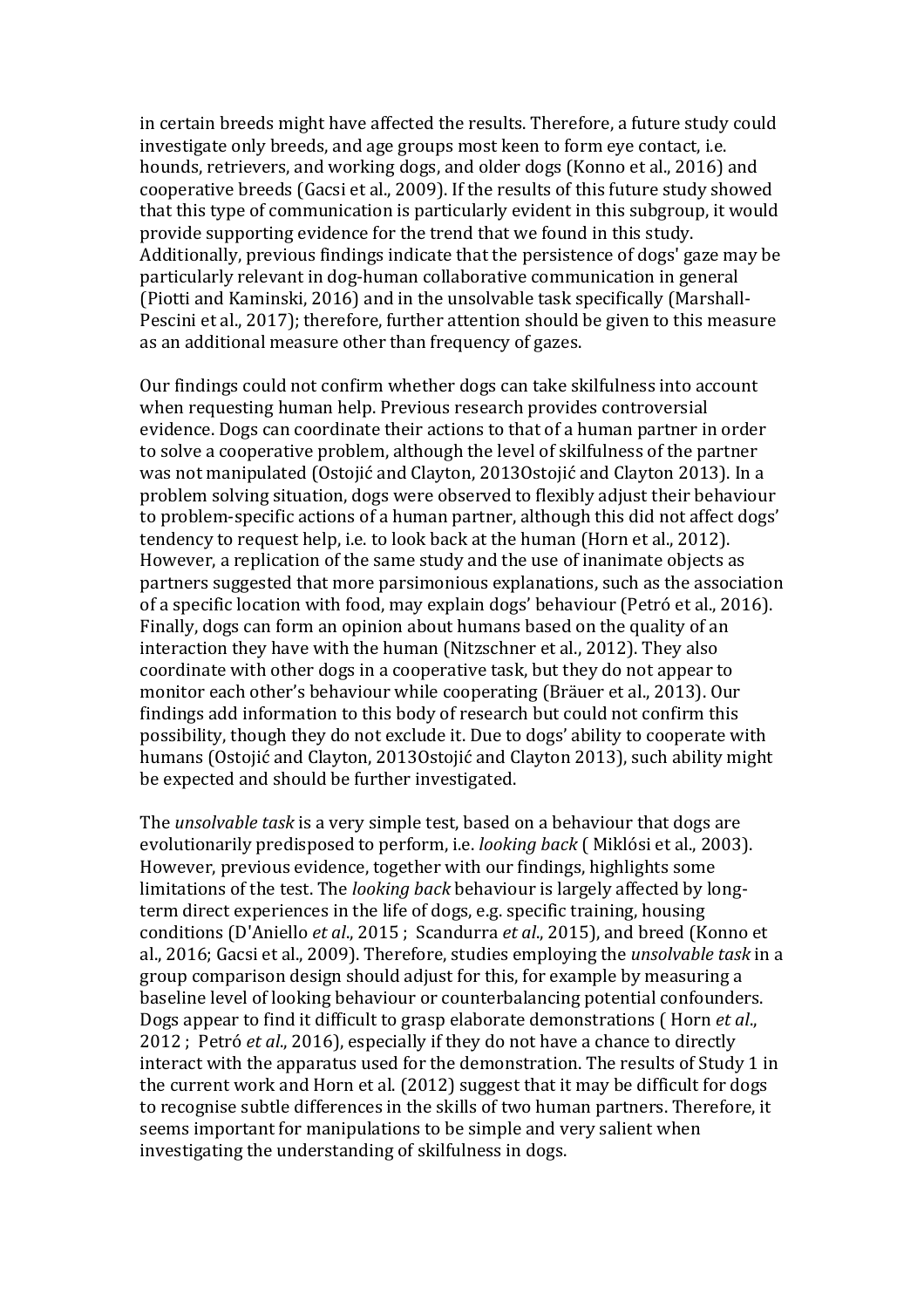in certain breeds might have affected the results. Therefore, a future study could investigate only breeds, and age groups most keen to form eye contact, i.e. hounds, retrievers, and working dogs, and older dogs (Konno et al., 2016) and cooperative breeds (Gacsi et al., 2009). If the results of this future study showed that this type of communication is particularly evident in this subgroup, it would provide supporting evidence for the trend that we found in this study. Additionally, previous findings indicate that the persistence of dogs' gaze may be particularly relevant in dog-human collaborative communication in general (Piotti and Kaminski, 2016) and in the unsolvable task specifically (Marshall-Pescini et al., 2017); therefore, further attention should be given to this measure as an additional measure other than frequency of gazes.

Our findings could not confirm whether dogs can take skilfulness into account when requesting human help. Previous research provides controversial evidence. Dogs can coordinate their actions to that of a human partner in order to solve a cooperative problem, although the level of skilfulness of the partner was not manipulated (Ostojić and Clayton, 2013Ostojić and Clayton 2013). In a problem solving situation, dogs were observed to flexibly adjust their behaviour to problem-specific actions of a human partner, although this did not affect dogs' tendency to request help, i.e. to look back at the human (Horn et al., 2012). However, a replication of the same study and the use of inanimate objects as partners suggested that more parsimonious explanations, such as the association of a specific location with food, may explain dogs' behaviour (Petró et al., 2016). Finally, dogs can form an opinion about humans based on the quality of an interaction they have with the human (Nitzschner et al., 2012). They also coordinate with other dogs in a cooperative task, but they do not appear to monitor each other's behaviour while cooperating (Bräuer et al., 2013). Our findings add information to this body of research but could not confirm this possibility, though they do not exclude it. Due to dogs' ability to cooperate with humans (Ostojić and Clayton, 2013Ostojić and Clayton 2013), such ability might be expected and should be further investigated.

The *unsolvable task* is a very simple test, based on a behaviour that dogs are evolutionarily predisposed to perform, i.e. *looking back* ( Miklósi et al., 2003). However, previous evidence, together with our findings, highlights some limitations of the test. The *looking back* behaviour is largely affected by long-term direct experiences in the life of dogs, e.g. specific training, housing conditions (D'Aniello *et al*., 2015 ; Scandurra *et al*., 2015), and breed (Konno et al., 2016; Gacsi et al., 2009). Therefore, studies employing the *unsolvable task* in a group comparison design should adjust for this, for example by measuring a baseline level of looking behaviour or counterbalancing potential confounders. Dogs appear to find it difficult to grasp elaborate demonstrations ( Horn *et al*., 2012 ; Petró *et al*., 2016), especially if they do not have a chance to directly interact with the apparatus used for the demonstration. The results of Study 1 in the current work and Horn et al. (2012) suggest that it may be difficult for dogs to recognise subtle differences in the skills of two human partners. Therefore, it seems important for manipulations to be simple and very salient when investigating the understanding of skilfulness in dogs.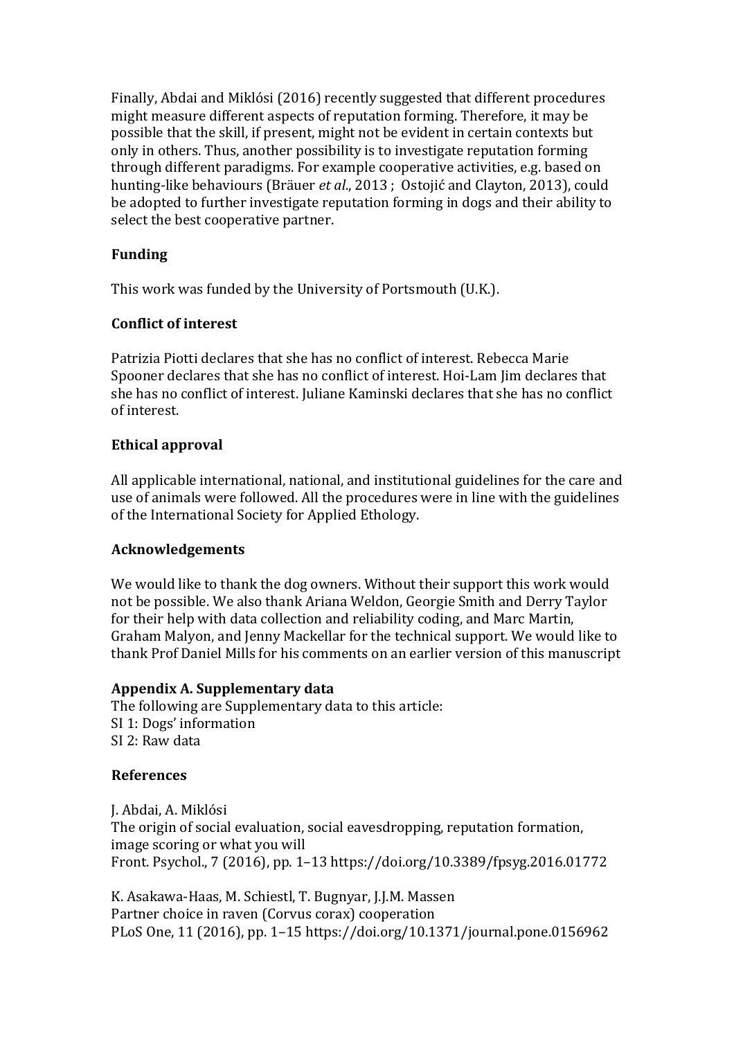Finally, Abdai and Miklósi (2016) recently suggested that different procedures might measure different aspects of reputation forming. Therefore, it may be possible that the skill, if present, might not be evident in certain contexts but only in others. Thus, another possibility is to investigate reputation forming through different paradigms. For example cooperative activities, e.g. based on hunting-like behaviours (Bräuer *et al*., 2013 ; Ostojić and Clayton, 2013), could be adopted to further investigate reputation forming in dogs and their ability to select the best cooperative partner.

## Funding

This work was funded by the University of Portsmouth (U.K.).

## Conflict of interest

Patrizia Piotti declares that she has no conflict of interest. Rebecca Marie Spooner declares that she has no conflict of interest. Hoi-Lam Jim declares that she has no conflict of interest. Juliane Kaminski declares that she has no conflict of interest.

## Ethical approval

All applicable international, national, and institutional guidelines for the care and use of animals were followed. All the procedures were in line with the guidelines of the International Society for Applied Ethology.

## Acknowledgements

We would like to thank the dog owners. Without their support this work would not be possible. We also thank Ariana Weldon, Georgie Smith and Derry Taylor for their help with data collection and reliability coding, and Marc Martin, Graham Malyon, and Jenny Mackellar for the technical support. We would like to thank Prof Daniel Mills for his comments on an earlier version of this manuscript

## Appendix A. Supplementary data

The following are Supplementary data to this article:
SI 1: Dogs' information
SI 2: Raw data

## References

J. Abdai, A. Miklósi
The origin of social evaluation, social eavesdropping, reputation formation, image scoring or what you will
Front. Psychol., 7 (2016), pp. 1–13 https://doi.org/10.3389/fpsyg.2016.01772

K. Asakawa-Haas, M. Schiestl, T. Bugnyar, J.J.M. Massen
Partner choice in raven (Corvus corax) cooperation
PLoS One, 11 (2016), pp. 1–15 https://doi.org/10.1371/journal.pone.0156962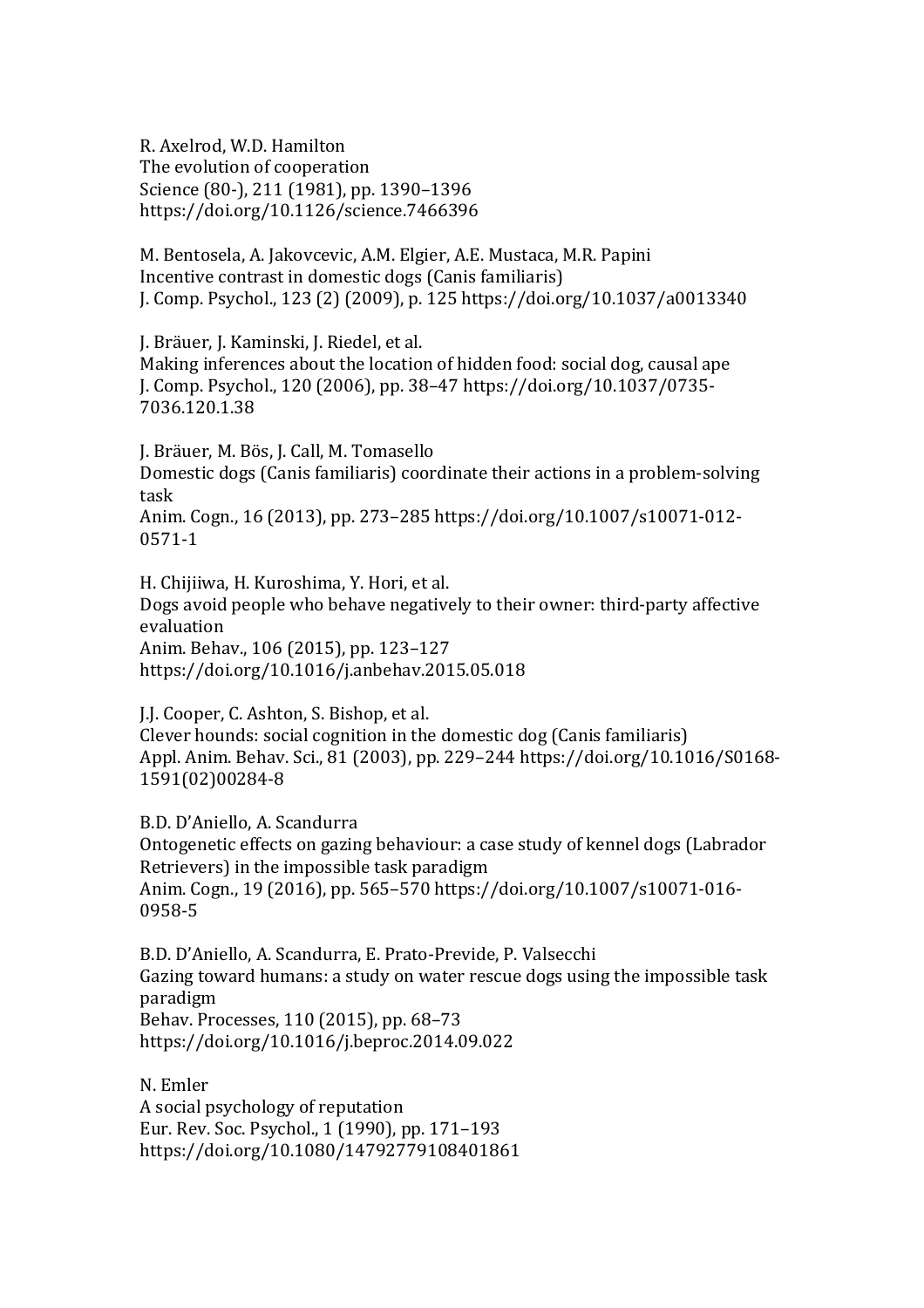R. Axelrod, W.D. Hamilton
The evolution of cooperation
Science (80-), 211 (1981), pp. 1390–1396
https://doi.org/10.1126/science.7466396

M. Bentosela, A. Jakovcevic, A.M. Elgier, A.E. Mustaca, M.R. Papini
Incentive contrast in domestic dogs (Canis familiaris)
J. Comp. Psychol., 123 (2) (2009), p. 125 https://doi.org/10.1037/a0013340

J. Bräuer, J. Kaminski, J. Riedel, et al.
Making inferences about the location of hidden food: social dog, causal ape
J. Comp. Psychol., 120 (2006), pp. 38–47 https://doi.org/10.1037/0735-7036.120.1.38

J. Bräuer, M. Bös, J. Call, M. Tomasello
Domestic dogs (Canis familiaris) coordinate their actions in a problem-solving task
Anim. Cogn., 16 (2013), pp. 273–285 https://doi.org/10.1007/s10071-012-0571-1

H. Chijiiwa, H. Kuroshima, Y. Hori, et al.
Dogs avoid people who behave negatively to their owner: third-party affective evaluation
Anim. Behav., 106 (2015), pp. 123–127
https://doi.org/10.1016/j.anbehav.2015.05.018

J.J. Cooper, C. Ashton, S. Bishop, et al.
Clever hounds: social cognition in the domestic dog (Canis familiaris)
Appl. Anim. Behav. Sci., 81 (2003), pp. 229–244 https://doi.org/10.1016/S0168-1591(02)00284-8

B.D. D'Aniello, A. Scandurra
Ontogenetic effects on gazing behaviour: a case study of kennel dogs (Labrador Retrievers) in the impossible task paradigm
Anim. Cogn., 19 (2016), pp. 565–570 https://doi.org/10.1007/s10071-016-0958-5

B.D. D'Aniello, A. Scandurra, E. Prato-Previde, P. Valsecchi
Gazing toward humans: a study on water rescue dogs using the impossible task paradigm
Behav. Processes, 110 (2015), pp. 68–73
https://doi.org/10.1016/j.beproc.2014.09.022

N. Emler
A social psychology of reputation
Eur. Rev. Soc. Psychol., 1 (1990), pp. 171–193
https://doi.org/10.1080/14792779108401861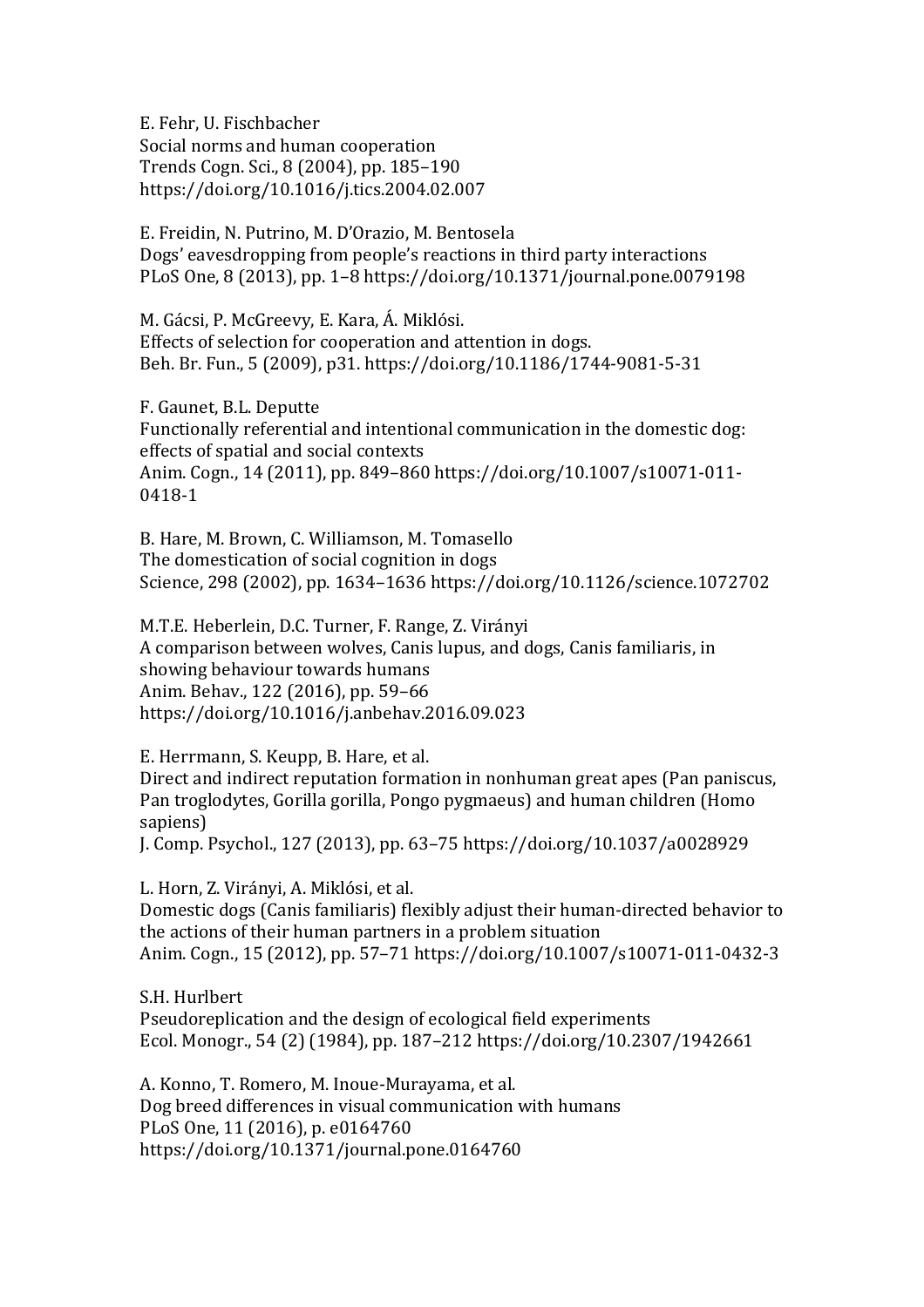E. Fehr, U. Fischbacher
Social norms and human cooperation
Trends Cogn. Sci., 8 (2004), pp. 185–190
https://doi.org/10.1016/j.tics.2004.02.007

E. Freidin, N. Putrino, M. D'Orazio, M. Bentosela
Dogs' eavesdropping from people's reactions in third party interactions
PLoS One, 8 (2013), pp. 1–8 https://doi.org/10.1371/journal.pone.0079198

M. Gácsi, P. McGreevy, E. Kara, Á. Miklósi.
Effects of selection for cooperation and attention in dogs.
Beh. Br. Fun., 5 (2009), p31. https://doi.org/10.1186/1744-9081-5-31

F. Gaunet, B.L. Deputte
Functionally referential and intentional communication in the domestic dog: effects of spatial and social contexts
Anim. Cogn., 14 (2011), pp. 849–860 https://doi.org/10.1007/s10071-011-0418-1

B. Hare, M. Brown, C. Williamson, M. Tomasello
The domestication of social cognition in dogs
Science, 298 (2002), pp. 1634–1636 https://doi.org/10.1126/science.1072702

M.T.E. Heberlein, D.C. Turner, F. Range, Z. Virányi
A comparison between wolves, Canis lupus, and dogs, Canis familiaris, in showing behaviour towards humans
Anim. Behav., 122 (2016), pp. 59–66
https://doi.org/10.1016/j.anbehav.2016.09.023

E. Herrmann, S. Keupp, B. Hare, et al.
Direct and indirect reputation formation in nonhuman great apes (Pan paniscus, Pan troglodytes, Gorilla gorilla, Pongo pygmaeus) and human children (Homo sapiens)
J. Comp. Psychol., 127 (2013), pp. 63–75 https://doi.org/10.1037/a0028929

L. Horn, Z. Virányi, A. Miklósi, et al.
Domestic dogs (Canis familiaris) flexibly adjust their human-directed behavior to the actions of their human partners in a problem situation
Anim. Cogn., 15 (2012), pp. 57–71 https://doi.org/10.1007/s10071-011-0432-3

S.H. Hurlbert
Pseudoreplication and the design of ecological field experiments
Ecol. Monogr., 54 (2) (1984), pp. 187–212 https://doi.org/10.2307/1942661

A. Konno, T. Romero, M. Inoue-Murayama, et al.
Dog breed differences in visual communication with humans
PLoS One, 11 (2016), p. e0164760
https://doi.org/10.1371/journal.pone.0164760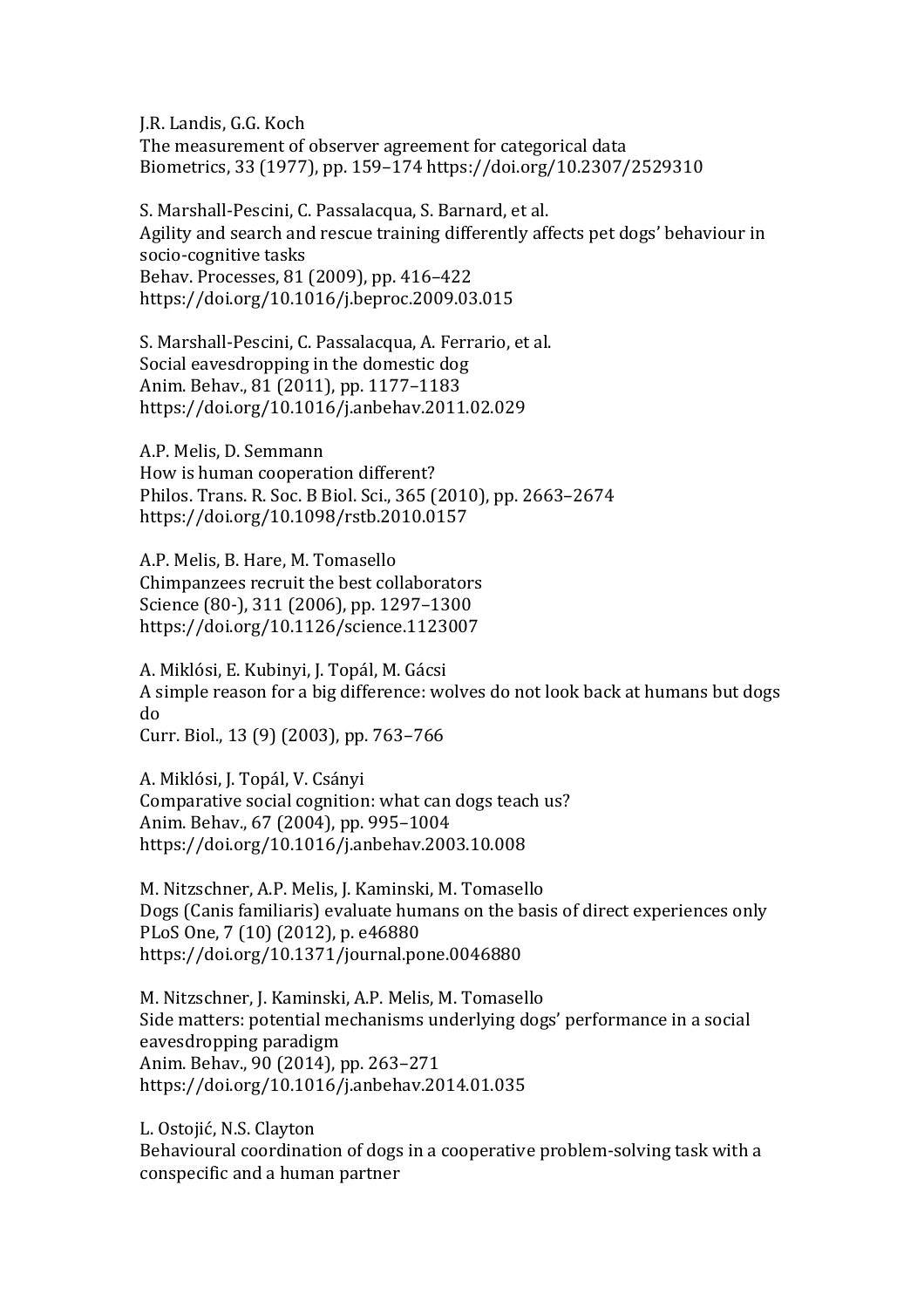J.R. Landis, G.G. Koch
The measurement of observer agreement for categorical data
Biometrics, 33 (1977), pp. 159–174 https://doi.org/10.2307/2529310

S. Marshall-Pescini, C. Passalacqua, S. Barnard, et al.
Agility and search and rescue training differently affects pet dogs' behaviour in socio-cognitive tasks
Behav. Processes, 81 (2009), pp. 416–422
https://doi.org/10.1016/j.beproc.2009.03.015

S. Marshall-Pescini, C. Passalacqua, A. Ferrario, et al.
Social eavesdropping in the domestic dog
Anim. Behav., 81 (2011), pp. 1177–1183
https://doi.org/10.1016/j.anbehav.2011.02.029

A.P. Melis, D. Semmann
How is human cooperation different?
Philos. Trans. R. Soc. B Biol. Sci., 365 (2010), pp. 2663–2674
https://doi.org/10.1098/rstb.2010.0157

A.P. Melis, B. Hare, M. Tomasello
Chimpanzees recruit the best collaborators
Science (80-), 311 (2006), pp. 1297–1300
https://doi.org/10.1126/science.1123007

A. Miklósi, E. Kubinyi, J. Topál, M. Gácsi
A simple reason for a big difference: wolves do not look back at humans but dogs do
Curr. Biol., 13 (9) (2003), pp. 763–766

A. Miklósi, J. Topál, V. Csányi
Comparative social cognition: what can dogs teach us?
Anim. Behav., 67 (2004), pp. 995–1004
https://doi.org/10.1016/j.anbehav.2003.10.008

M. Nitzschner, A.P. Melis, J. Kaminski, M. Tomasello
Dogs (Canis familiaris) evaluate humans on the basis of direct experiences only
PLoS One, 7 (10) (2012), p. e46880
https://doi.org/10.1371/journal.pone.0046880

M. Nitzschner, J. Kaminski, A.P. Melis, M. Tomasello
Side matters: potential mechanisms underlying dogs' performance in a social eavesdropping paradigm
Anim. Behav., 90 (2014), pp. 263–271
https://doi.org/10.1016/j.anbehav.2014.01.035

L. Ostojić, N.S. Clayton
Behavioural coordination of dogs in a cooperative problem-solving task with a conspecific and a human partner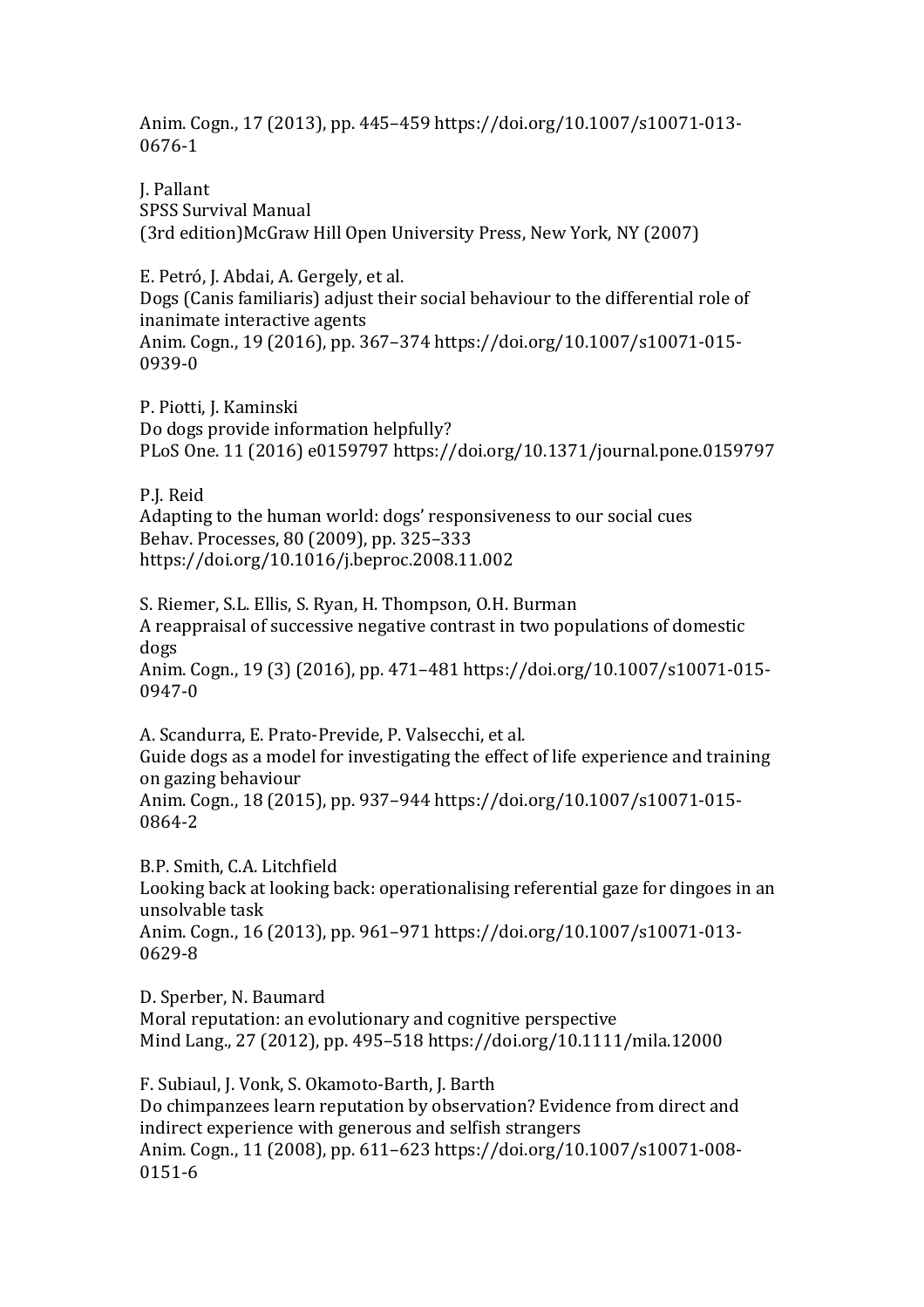Anim. Cogn., 17 (2013), pp. 445–459 https://doi.org/10.1007/s10071-013-0676-1

J. Pallant
SPSS Survival Manual
(3rd edition)McGraw Hill Open University Press, New York, NY (2007)

E. Petró, J. Abdai, A. Gergely, et al.
Dogs (Canis familiaris) adjust their social behaviour to the differential role of inanimate interactive agents
Anim. Cogn., 19 (2016), pp. 367–374 https://doi.org/10.1007/s10071-015-0939-0

P. Piotti, J. Kaminski
Do dogs provide information helpfully?
PLoS One. 11 (2016) e0159797 https://doi.org/10.1371/journal.pone.0159797

P.J. Reid
Adapting to the human world: dogs' responsiveness to our social cues
Behav. Processes, 80 (2009), pp. 325–333
https://doi.org/10.1016/j.beproc.2008.11.002

S. Riemer, S.L. Ellis, S. Ryan, H. Thompson, O.H. Burman
A reappraisal of successive negative contrast in two populations of domestic dogs
Anim. Cogn., 19 (3) (2016), pp. 471–481 https://doi.org/10.1007/s10071-015-0947-0

A. Scandurra, E. Prato-Previde, P. Valsecchi, et al.
Guide dogs as a model for investigating the effect of life experience and training on gazing behaviour
Anim. Cogn., 18 (2015), pp. 937–944 https://doi.org/10.1007/s10071-015-0864-2

B.P. Smith, C.A. Litchfield
Looking back at looking back: operationalising referential gaze for dingoes in an unsolvable task
Anim. Cogn., 16 (2013), pp. 961–971 https://doi.org/10.1007/s10071-013-0629-8

D. Sperber, N. Baumard
Moral reputation: an evolutionary and cognitive perspective
Mind Lang., 27 (2012), pp. 495–518 https://doi.org/10.1111/mila.12000

F. Subiaul, J. Vonk, S. Okamoto-Barth, J. Barth
Do chimpanzees learn reputation by observation? Evidence from direct and indirect experience with generous and selfish strangers
Anim. Cogn., 11 (2008), pp. 611–623 https://doi.org/10.1007/s10071-008-0151-6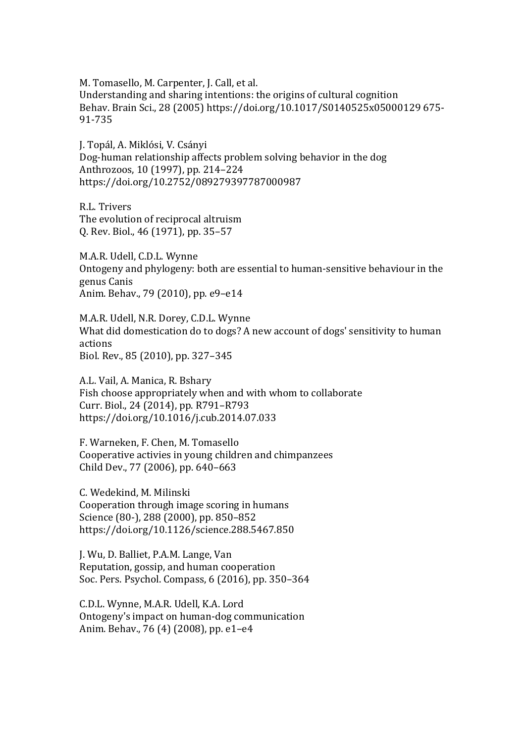M. Tomasello, M. Carpenter, J. Call, et al.
Understanding and sharing intentions: the origins of cultural cognition
Behav. Brain Sci., 28 (2005) https://doi.org/10.1017/S0140525x05000129 675-91-735

J. Topál, A. Miklósi, V. Csányi
Dog-human relationship affects problem solving behavior in the dog
Anthrozoos, 10 (1997), pp. 214–224
https://doi.org/10.2752/089279397787000987

R.L. Trivers
The evolution of reciprocal altruism
Q. Rev. Biol., 46 (1971), pp. 35–57

M.A.R. Udell, C.D.L. Wynne
Ontogeny and phylogeny: both are essential to human-sensitive behaviour in the genus Canis
Anim. Behav., 79 (2010), pp. e9–e14

M.A.R. Udell, N.R. Dorey, C.D.L. Wynne
What did domestication do to dogs? A new account of dogs' sensitivity to human actions
Biol. Rev., 85 (2010), pp. 327–345

A.L. Vail, A. Manica, R. Bshary
Fish choose appropriately when and with whom to collaborate
Curr. Biol., 24 (2014), pp. R791–R793
https://doi.org/10.1016/j.cub.2014.07.033

F. Warneken, F. Chen, M. Tomasello
Cooperative activies in young children and chimpanzees
Child Dev., 77 (2006), pp. 640–663

C. Wedekind, M. Milinski
Cooperation through image scoring in humans
Science (80-), 288 (2000), pp. 850–852
https://doi.org/10.1126/science.288.5467.850

J. Wu, D. Balliet, P.A.M. Lange, Van
Reputation, gossip, and human cooperation
Soc. Pers. Psychol. Compass, 6 (2016), pp. 350–364

C.D.L. Wynne, M.A.R. Udell, K.A. Lord
Ontogeny's impact on human-dog communication
Anim. Behav., 76 (4) (2008), pp. e1–e4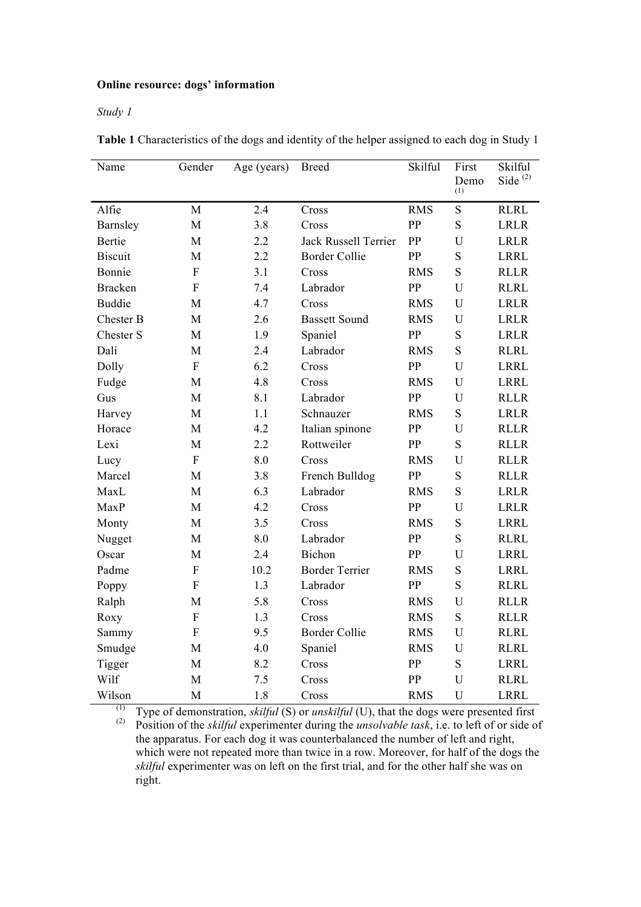**Online resource: dogs' information**

*Study 1*

**Table 1** Characteristics of the dogs and identity of the helper assigned to each dog in Study 1

| Name | Gender | Age (years) | Breed | Skilful | First Demo [(1)] | Skilful Side [(2)] |
|---|---|---|---|---|---|---|
| Alfie | M | 2.4 | Cross | RMS | S | RLRL |
| Barnsley | M | 3.8 | Cross | PP | S | LRLR |
| Bertie | M | 2.2 | Jack Russell Terrier | PP | U | LRLR |
| Biscuit | M | 2.2 | Border Collie | PP | S | LRRL |
| Bonnie | F | 3.1 | Cross | RMS | S | RLLR |
| Bracken | F | 7.4 | Labrador | PP | U | RLRL |
| Buddie | M | 4.7 | Cross | RMS | U | LRLR |
| Chester B | M | 2.6 | Bassett Sound | RMS | U | LRLR |
| Chester S | M | 1.9 | Spaniel | PP | S | LRLR |
| Dali | M | 2.4 | Labrador | RMS | S | RLRL |
| Dolly | F | 6.2 | Cross | PP | U | LRRL |
| Fudge | M | 4.8 | Cross | RMS | U | LRRL |
| Gus | M | 8.1 | Labrador | PP | U | RLLR |
| Harvey | M | 1.1 | Schnauzer | RMS | S | LRLR |
| Horace | M | 4.2 | Italian spinone | PP | U | RLLR |
| Lexi | M | 2.2 | Rottweiler | PP | S | RLLR |
| Lucy | F | 8.0 | Cross | RMS | U | RLLR |
| Marcel | M | 3.8 | French Bulldog | PP | S | RLLR |
| MaxL | M | 6.3 | Labrador | RMS | S | LRLR |
| MaxP | M | 4.2 | Cross | PP | U | LRLR |
| Monty | M | 3.5 | Cross | RMS | S | LRRL |
| Nugget | M | 8.0 | Labrador | PP | S | RLRL |
| Oscar | M | 2.4 | Bichon | PP | U | LRRL |
| Padme | F | 10.2 | Border Terrier | RMS | S | LRRL |
| Poppy | F | 1.3 | Labrador | PP | S | RLRL |
| Ralph | M | 5.8 | Cross | RMS | U | RLLR |
| Roxy | F | 1.3 | Cross | RMS | S | RLLR |
| Sammy | F | 9.5 | Border Collie | RMS | U | RLRL |
| Smudge | M | 4.0 | Spaniel | RMS | U | RLRL |
| Tigger | M | 8.2 | Cross | PP | S | LRRL |
| Wilf | M | 7.5 | Cross | PP | U | RLRL |
| Wilson | M | 1.8 | Cross | RMS | U | LRRL |

(1) Type of demonstration, *skilful* (S) or *unskilful* (U), that the dogs were presented first

(2) Position of the *skilful* experimenter during the *unsolvable task*, i.e. to left of or side of the apparatus. For each dog it was counterbalanced the number of left and right, which were not repeated more than twice in a row. Moreover, for half of the dogs the *skilful* experimenter was on left on the first trial, and for the other half she was on right.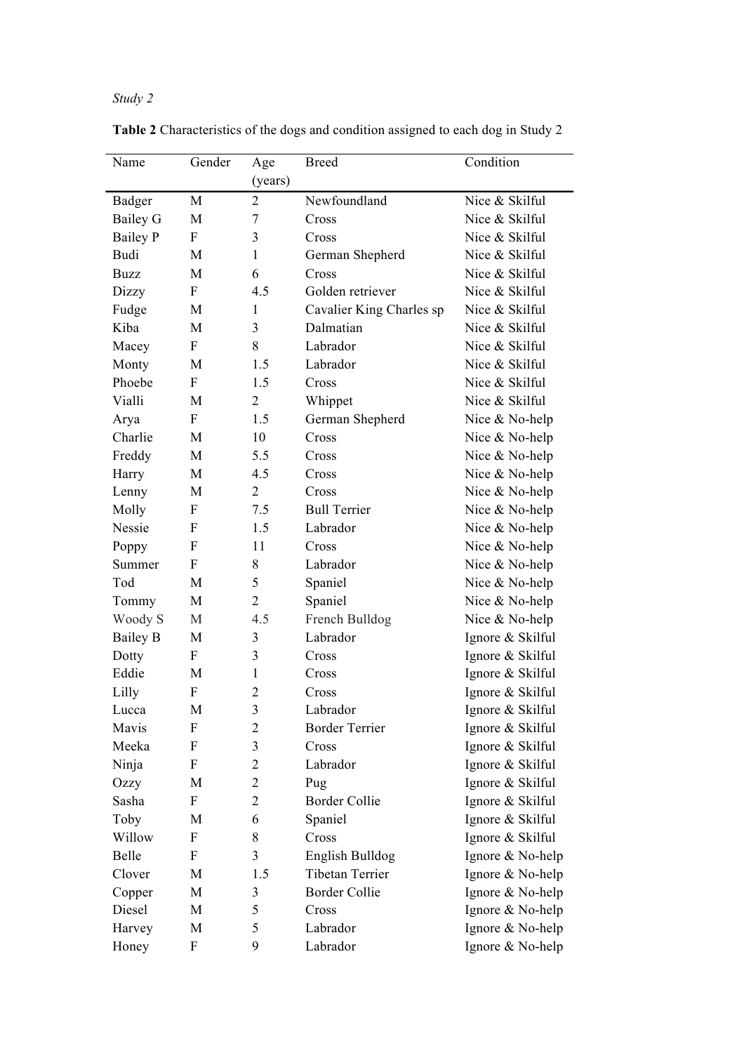*Study 2*

**Table 2** Characteristics of the dogs and condition assigned to each dog in Study 2

| Name | Gender | Age (years) | Breed | Condition |
|---|---|---|---|---|
| Badger | M | 2 | Newfoundland | Nice & Skilful |
| Bailey G | M | 7 | Cross | Nice & Skilful |
| Bailey P | F | 3 | Cross | Nice & Skilful |
| Budi | M | 1 | German Shepherd | Nice & Skilful |
| Buzz | M | 6 | Cross | Nice & Skilful |
| Dizzy | F | 4.5 | Golden retriever | Nice & Skilful |
| Fudge | M | 1 | Cavalier King Charles sp | Nice & Skilful |
| Kiba | M | 3 | Dalmatian | Nice & Skilful |
| Macey | F | 8 | Labrador | Nice & Skilful |
| Monty | M | 1.5 | Labrador | Nice & Skilful |
| Phoebe | F | 1.5 | Cross | Nice & Skilful |
| Vialli | M | 2 | Whippet | Nice & Skilful |
| Arya | F | 1.5 | German Shepherd | Nice & No-help |
| Charlie | M | 10 | Cross | Nice & No-help |
| Freddy | M | 5.5 | Cross | Nice & No-help |
| Harry | M | 4.5 | Cross | Nice & No-help |
| Lenny | M | 2 | Cross | Nice & No-help |
| Molly | F | 7.5 | Bull Terrier | Nice & No-help |
| Nessie | F | 1.5 | Labrador | Nice & No-help |
| Poppy | F | 11 | Cross | Nice & No-help |
| Summer | F | 8 | Labrador | Nice & No-help |
| Tod | M | 5 | Spaniel | Nice & No-help |
| Tommy | M | 2 | Spaniel | Nice & No-help |
| Woody S | M | 4.5 | French Bulldog | Nice & No-help |
| Bailey B | M | 3 | Labrador | Ignore & Skilful |
| Dotty | F | 3 | Cross | Ignore & Skilful |
| Eddie | M | 1 | Cross | Ignore & Skilful |
| Lilly | F | 2 | Cross | Ignore & Skilful |
| Lucca | M | 3 | Labrador | Ignore & Skilful |
| Mavis | F | 2 | Border Terrier | Ignore & Skilful |
| Meeka | F | 3 | Cross | Ignore & Skilful |
| Ninja | F | 2 | Labrador | Ignore & Skilful |
| Ozzy | M | 2 | Pug | Ignore & Skilful |
| Sasha | F | 2 | Border Collie | Ignore & Skilful |
| Toby | M | 6 | Spaniel | Ignore & Skilful |
| Willow | F | 8 | Cross | Ignore & Skilful |
| Belle | F | 3 | English Bulldog | Ignore & No-help |
| Clover | M | 1.5 | Tibetan Terrier | Ignore & No-help |
| Copper | M | 3 | Border Collie | Ignore & No-help |
| Diesel | M | 5 | Cross | Ignore & No-help |
| Harvey | M | 5 | Labrador | Ignore & No-help |
| Honey | F | 9 | Labrador | Ignore & No-help |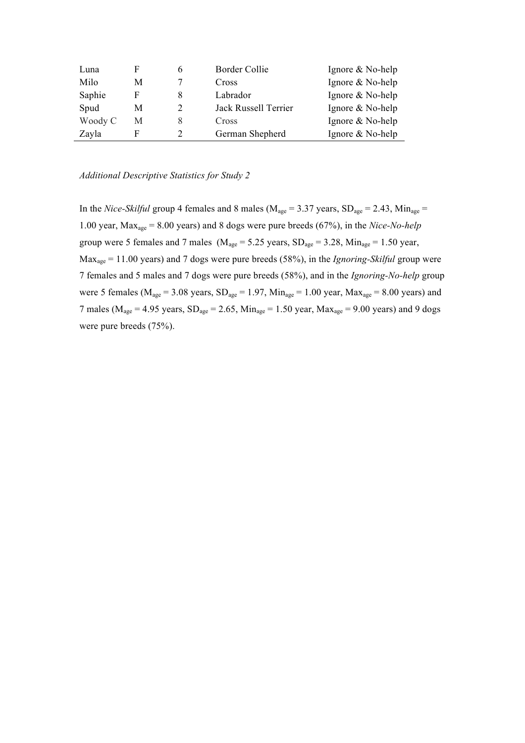| | | | | |
|---|---|---|---|---|
| Luna | F | 6 | Border Collie | Ignore & No-help |
| Milo | M | 7 | Cross | Ignore & No-help |
| Saphie | F | 8 | Labrador | Ignore & No-help |
| Spud | M | 2 | Jack Russell Terrier | Ignore & No-help |
| Woody C | M | 8 | Cross | Ignore & No-help |
| Zayla | F | 2 | German Shepherd | Ignore & No-help |

*Additional Descriptive Statistics for Study 2*

In the *Nice-Skilful* group 4 females and 8 males ($M_{age}$ = 3.37 years, $SD_{age}$ = 2.43, $Min_{age}$ = 1.00 year, $Max_{age}$ = 8.00 years) and 8 dogs were pure breeds (67%), in the *Nice-No-help* group were 5 females and 7 males ($M_{age}$ = 5.25 years, $SD_{age}$ = 3.28, $Min_{age}$ = 1.50 year, $Max_{age}$ = 11.00 years) and 7 dogs were pure breeds (58%), in the *Ignoring-Skilful* group were 7 females and 5 males and 7 dogs were pure breeds (58%), and in the *Ignoring-No-help* group were 5 females ($M_{age}$ = 3.08 years, $SD_{age}$ = 1.97, $Min_{age}$ = 1.00 year, $Max_{age}$ = 8.00 years) and 7 males ($M_{age}$ = 4.95 years, $SD_{age}$ = 2.65, $Min_{age}$ = 1.50 year, $Max_{age}$ = 9.00 years) and 9 dogs were pure breeds (75%).